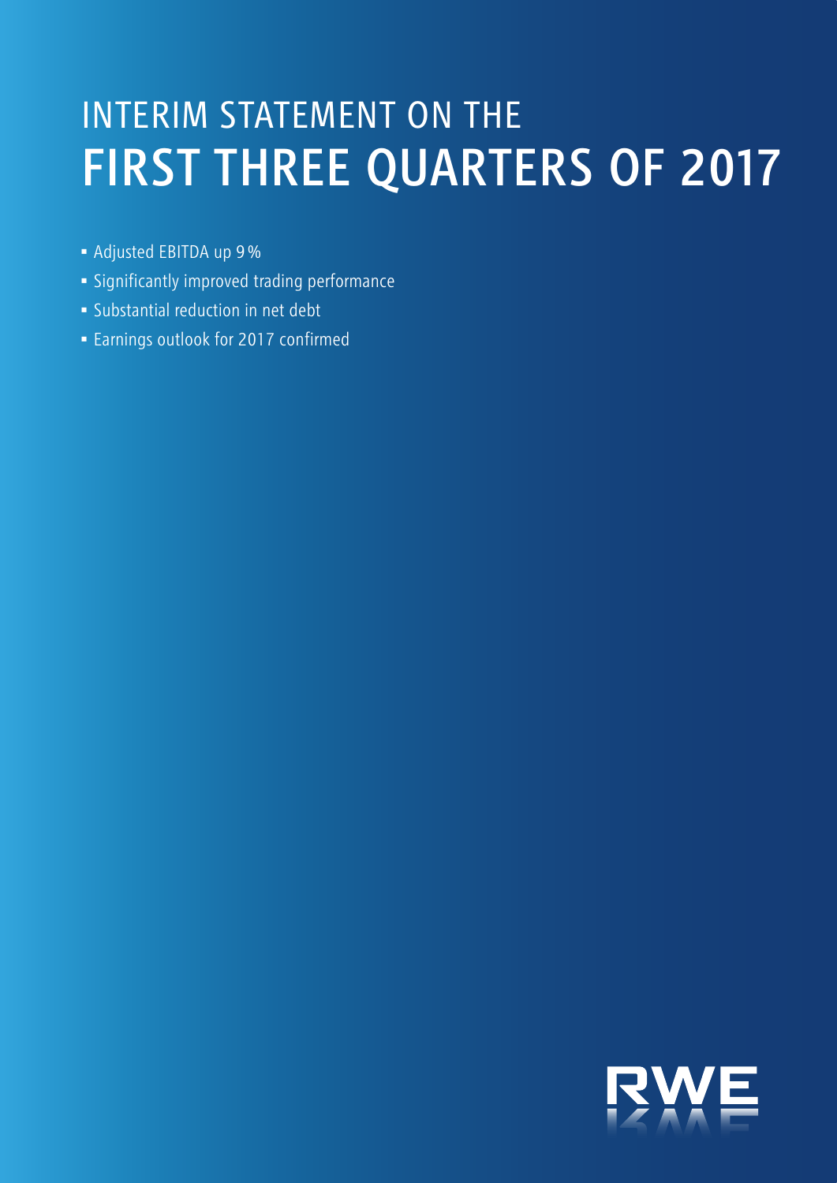# INTERIM STATEMENT ON THE FIRST THREE QUARTERS OF 2017

- Adjusted EBITDA up 9 %
- Significantly improved trading performance
- Substantial reduction in net debt
- Earnings outlook for 2017 confirmed

RWE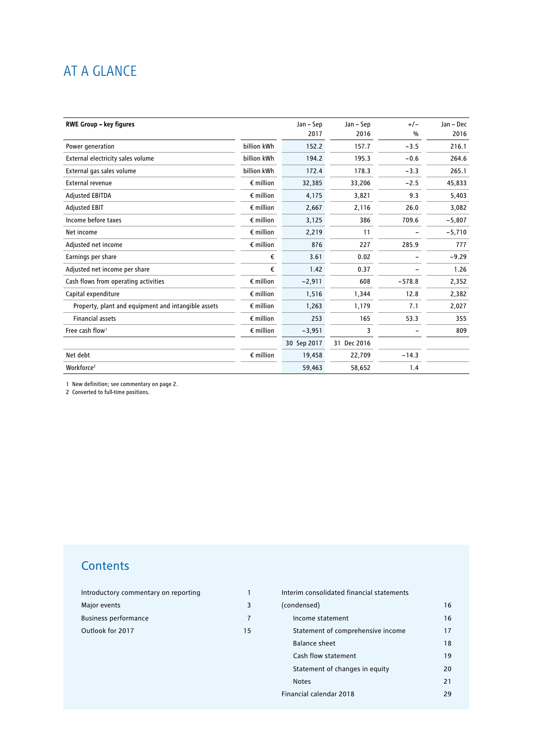# AT A GLANCE

| RWE Group – key figures | | Jan – Sep 2017 | Jan – Sep 2016 | +/– % | Jan – Dec 2016 |
|---|---|---|---|---|---|
| Power generation | billion kWh | 152.2 | 157.7 | −3.5 | 216.1 |
| External electricity sales volume | billion kWh | 194.2 | 195.3 | −0.6 | 264.6 |
| External gas sales volume | billion kWh | 172.4 | 178.3 | −3.3 | 265.1 |
| External revenue | € million | 32,385 | 33,206 | −2.5 | 45,833 |
| Adjusted EBITDA | € million | 4,175 | 3,821 | 9.3 | 5,403 |
| Adjusted EBIT | € million | 2,667 | 2,116 | 26.0 | 3,082 |
| Income before taxes | € million | 3,125 | 386 | 709.6 | −5,807 |
| Net income | € million | 2,219 | 11 | – | −5,710 |
| Adjusted net income | € million | 876 | 227 | 285.9 | 777 |
| Earnings per share | € | 3.61 | 0.02 | – | −9.29 |
| Adjusted net income per share | € | 1.42 | 0.37 | – | 1.26 |
| Cash flows from operating activities | € million | −2,911 | 608 | −578.8 | 2,352 |
| Capital expenditure | € million | 1,516 | 1,344 | 12.8 | 2,382 |
| Property, plant and equipment and intangible assets | € million | 1,263 | 1,179 | 7.1 | 2,027 |
| Financial assets | € million | 253 | 165 | 53.3 | 355 |
| Free cash flow[1] | € million | −3,951 | 3 | – | 809 |
| | | 30 Sep 2017 | 31 Dec 2016 | | |
| Net debt | € million | 19,458 | 22,709 | −14.3 | |
| Workforce[2] | | 59,463 | 58,652 | 1.4 | |

1 New definition; see commentary on page 2.
2 Converted to full-time positions.

## Contents

- Introductory commentary on reporting 1
- Major events 3
- Business performance 7
- Outlook for 2017 15
- Interim consolidated financial statements (condensed) 16
  - Income statement 16
  - Statement of comprehensive income 17
  - Balance sheet 18
  - Cash flow statement 19
  - Statement of changes in equity 20
  - Notes 21
- Financial calendar 2018 29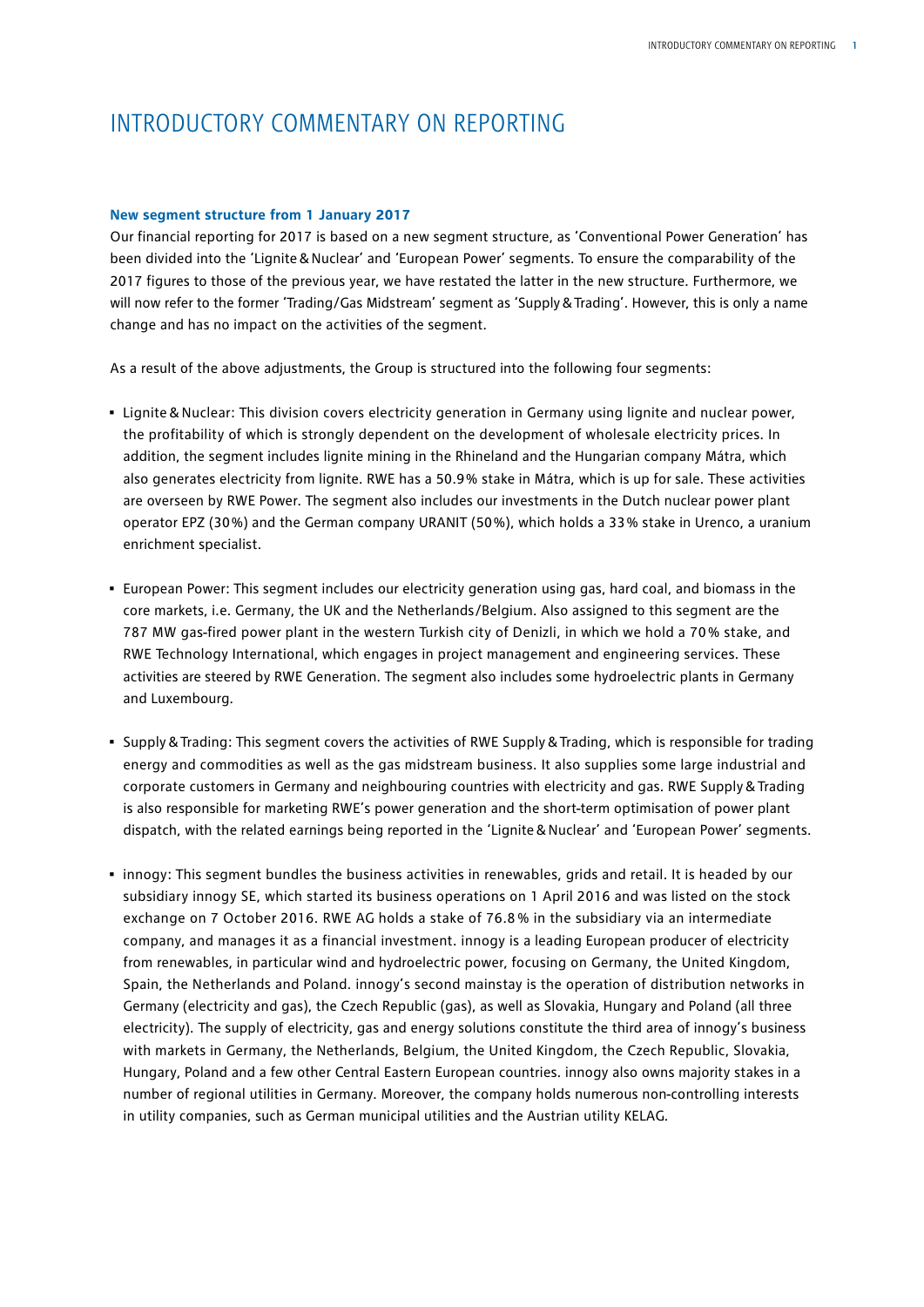# INTRODUCTORY COMMENTARY ON REPORTING

**New segment structure from 1 January 2017**

Our financial reporting for 2017 is based on a new segment structure, as 'Conventional Power Generation' has been divided into the 'Lignite & Nuclear' and 'European Power' segments. To ensure the comparability of the 2017 figures to those of the previous year, we have restated the latter in the new structure. Furthermore, we will now refer to the former 'Trading/Gas Midstream' segment as 'Supply & Trading'. However, this is only a name change and has no impact on the activities of the segment.

As a result of the above adjustments, the Group is structured into the following four segments:

- Lignite & Nuclear: This division covers electricity generation in Germany using lignite and nuclear power, the profitability of which is strongly dependent on the development of wholesale electricity prices. In addition, the segment includes lignite mining in the Rhineland and the Hungarian company Mátra, which also generates electricity from lignite. RWE has a 50.9% stake in Mátra, which is up for sale. These activities are overseen by RWE Power. The segment also includes our investments in the Dutch nuclear power plant operator EPZ (30%) and the German company URANIT (50%), which holds a 33% stake in Urenco, a uranium enrichment specialist.

- European Power: This segment includes our electricity generation using gas, hard coal, and biomass in the core markets, i.e. Germany, the UK and the Netherlands/Belgium. Also assigned to this segment are the 787 MW gas-fired power plant in the western Turkish city of Denizli, in which we hold a 70% stake, and RWE Technology International, which engages in project management and engineering services. These activities are steered by RWE Generation. The segment also includes some hydroelectric plants in Germany and Luxembourg.

- Supply & Trading: This segment covers the activities of RWE Supply & Trading, which is responsible for trading energy and commodities as well as the gas midstream business. It also supplies some large industrial and corporate customers in Germany and neighbouring countries with electricity and gas. RWE Supply & Trading is also responsible for marketing RWE's power generation and the short-term optimisation of power plant dispatch, with the related earnings being reported in the 'Lignite & Nuclear' and 'European Power' segments.

- innogy: This segment bundles the business activities in renewables, grids and retail. It is headed by our subsidiary innogy SE, which started its business operations on 1 April 2016 and was listed on the stock exchange on 7 October 2016. RWE AG holds a stake of 76.8% in the subsidiary via an intermediate company, and manages it as a financial investment. innogy is a leading European producer of electricity from renewables, in particular wind and hydroelectric power, focusing on Germany, the United Kingdom, Spain, the Netherlands and Poland. innogy's second mainstay is the operation of distribution networks in Germany (electricity and gas), the Czech Republic (gas), as well as Slovakia, Hungary and Poland (all three electricity). The supply of electricity, gas and energy solutions constitute the third area of innogy's business with markets in Germany, the Netherlands, Belgium, the United Kingdom, the Czech Republic, Slovakia, Hungary, Poland and a few other Central Eastern European countries. innogy also owns majority stakes in a number of regional utilities in Germany. Moreover, the company holds numerous non-controlling interests in utility companies, such as German municipal utilities and the Austrian utility KELAG.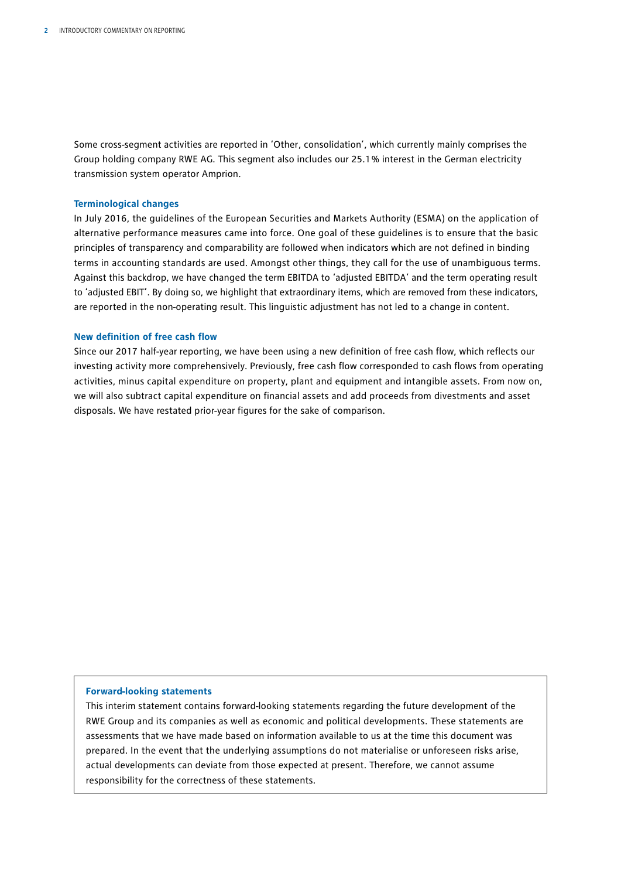Some cross-segment activities are reported in 'Other, consolidation', which currently mainly comprises the Group holding company RWE AG. This segment also includes our 25.1% interest in the German electricity transmission system operator Amprion.

### Terminological changes

In July 2016, the guidelines of the European Securities and Markets Authority (ESMA) on the application of alternative performance measures came into force. One goal of these guidelines is to ensure that the basic principles of transparency and comparability are followed when indicators which are not defined in binding terms in accounting standards are used. Amongst other things, they call for the use of unambiguous terms. Against this backdrop, we have changed the term EBITDA to 'adjusted EBITDA' and the term operating result to 'adjusted EBIT'. By doing so, we highlight that extraordinary items, which are removed from these indicators, are reported in the non-operating result. This linguistic adjustment has not led to a change in content.

### New definition of free cash flow

Since our 2017 half-year reporting, we have been using a new definition of free cash flow, which reflects our investing activity more comprehensively. Previously, free cash flow corresponded to cash flows from operating activities, minus capital expenditure on property, plant and equipment and intangible assets. From now on, we will also subtract capital expenditure on financial assets and add proceeds from divestments and asset disposals. We have restated prior-year figures for the sake of comparison.

### Forward-looking statements

This interim statement contains forward-looking statements regarding the future development of the RWE Group and its companies as well as economic and political developments. These statements are assessments that we have made based on information available to us at the time this document was prepared. In the event that the underlying assumptions do not materialise or unforeseen risks arise, actual developments can deviate from those expected at present. Therefore, we cannot assume responsibility for the correctness of these statements.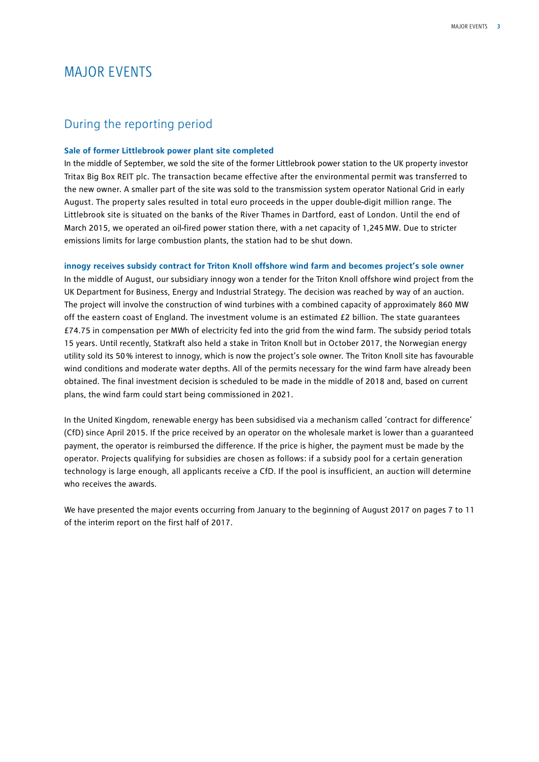# MAJOR EVENTS

## During the reporting period

### Sale of former Littlebrook power plant site completed

In the middle of September, we sold the site of the former Littlebrook power station to the UK property investor Tritax Big Box REIT plc. The transaction became effective after the environmental permit was transferred to the new owner. A smaller part of the site was sold to the transmission system operator National Grid in early August. The property sales resulted in total euro proceeds in the upper double-digit million range. The Littlebrook site is situated on the banks of the River Thames in Dartford, east of London. Until the end of March 2015, we operated an oil-fired power station there, with a net capacity of 1,245 MW. Due to stricter emissions limits for large combustion plants, the station had to be shut down.

### innogy receives subsidy contract for Triton Knoll offshore wind farm and becomes project's sole owner

In the middle of August, our subsidiary innogy won a tender for the Triton Knoll offshore wind project from the UK Department for Business, Energy and Industrial Strategy. The decision was reached by way of an auction. The project will involve the construction of wind turbines with a combined capacity of approximately 860 MW off the eastern coast of England. The investment volume is an estimated £2 billion. The state guarantees £74.75 in compensation per MWh of electricity fed into the grid from the wind farm. The subsidy period totals 15 years. Until recently, Statkraft also held a stake in Triton Knoll but in October 2017, the Norwegian energy utility sold its 50 % interest to innogy, which is now the project's sole owner. The Triton Knoll site has favourable wind conditions and moderate water depths. All of the permits necessary for the wind farm have already been obtained. The final investment decision is scheduled to be made in the middle of 2018 and, based on current plans, the wind farm could start being commissioned in 2021.

In the United Kingdom, renewable energy has been subsidised via a mechanism called 'contract for difference' (CfD) since April 2015. If the price received by an operator on the wholesale market is lower than a guaranteed payment, the operator is reimbursed the difference. If the price is higher, the payment must be made by the operator. Projects qualifying for subsidies are chosen as follows: if a subsidy pool for a certain generation technology is large enough, all applicants receive a CfD. If the pool is insufficient, an auction will determine who receives the awards.

We have presented the major events occurring from January to the beginning of August 2017 on pages 7 to 11 of the interim report on the first half of 2017.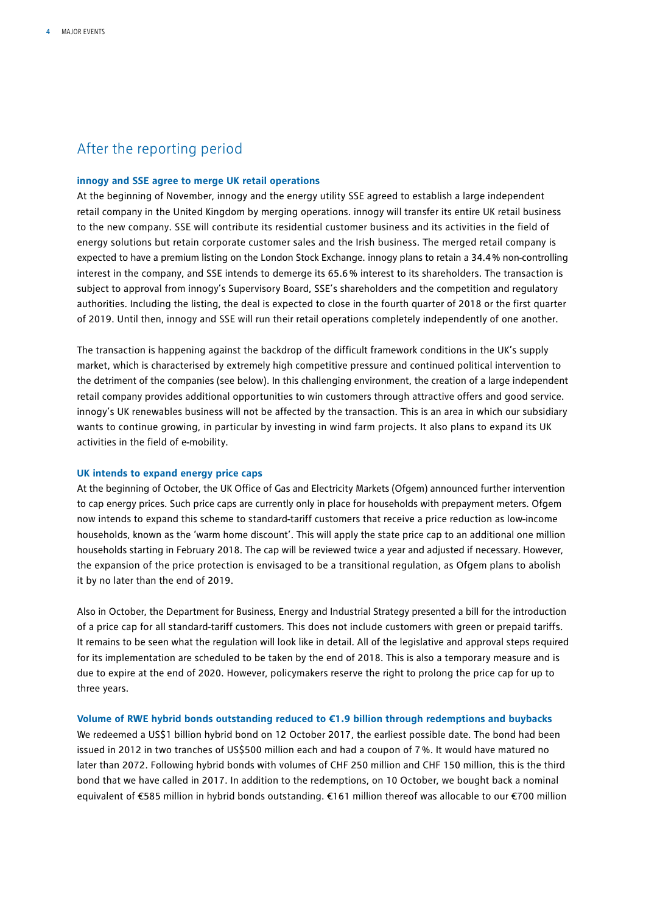## After the reporting period

**innogy and SSE agree to merge UK retail operations**

At the beginning of November, innogy and the energy utility SSE agreed to establish a large independent retail company in the United Kingdom by merging operations. innogy will transfer its entire UK retail business to the new company. SSE will contribute its residential customer business and its activities in the field of energy solutions but retain corporate customer sales and the Irish business. The merged retail company is expected to have a premium listing on the London Stock Exchange. innogy plans to retain a 34.4 % non-controlling interest in the company, and SSE intends to demerge its 65.6 % interest to its shareholders. The transaction is subject to approval from innogy's Supervisory Board, SSE's shareholders and the competition and regulatory authorities. Including the listing, the deal is expected to close in the fourth quarter of 2018 or the first quarter of 2019. Until then, innogy and SSE will run their retail operations completely independently of one another.

The transaction is happening against the backdrop of the difficult framework conditions in the UK's supply market, which is characterised by extremely high competitive pressure and continued political intervention to the detriment of the companies (see below). In this challenging environment, the creation of a large independent retail company provides additional opportunities to win customers through attractive offers and good service. innogy's UK renewables business will not be affected by the transaction. This is an area in which our subsidiary wants to continue growing, in particular by investing in wind farm projects. It also plans to expand its UK activities in the field of e-mobility.

**UK intends to expand energy price caps**

At the beginning of October, the UK Office of Gas and Electricity Markets (Ofgem) announced further intervention to cap energy prices. Such price caps are currently only in place for households with prepayment meters. Ofgem now intends to expand this scheme to standard-tariff customers that receive a price reduction as low-income households, known as the 'warm home discount'. This will apply the state price cap to an additional one million households starting in February 2018. The cap will be reviewed twice a year and adjusted if necessary. However, the expansion of the price protection is envisaged to be a transitional regulation, as Ofgem plans to abolish it by no later than the end of 2019.

Also in October, the Department for Business, Energy and Industrial Strategy presented a bill for the introduction of a price cap for all standard-tariff customers. This does not include customers with green or prepaid tariffs. It remains to be seen what the regulation will look like in detail. All of the legislative and approval steps required for its implementation are scheduled to be taken by the end of 2018. This is also a temporary measure and is due to expire at the end of 2020. However, policymakers reserve the right to prolong the price cap for up to three years.

**Volume of RWE hybrid bonds outstanding reduced to €1.9 billion through redemptions and buybacks**

We redeemed a US$1 billion hybrid bond on 12 October 2017, the earliest possible date. The bond had been issued in 2012 in two tranches of US$500 million each and had a coupon of 7 %. It would have matured no later than 2072. Following hybrid bonds with volumes of CHF 250 million and CHF 150 million, this is the third bond that we have called in 2017. In addition to the redemptions, on 10 October, we bought back a nominal equivalent of €585 million in hybrid bonds outstanding. €161 million thereof was allocable to our €700 million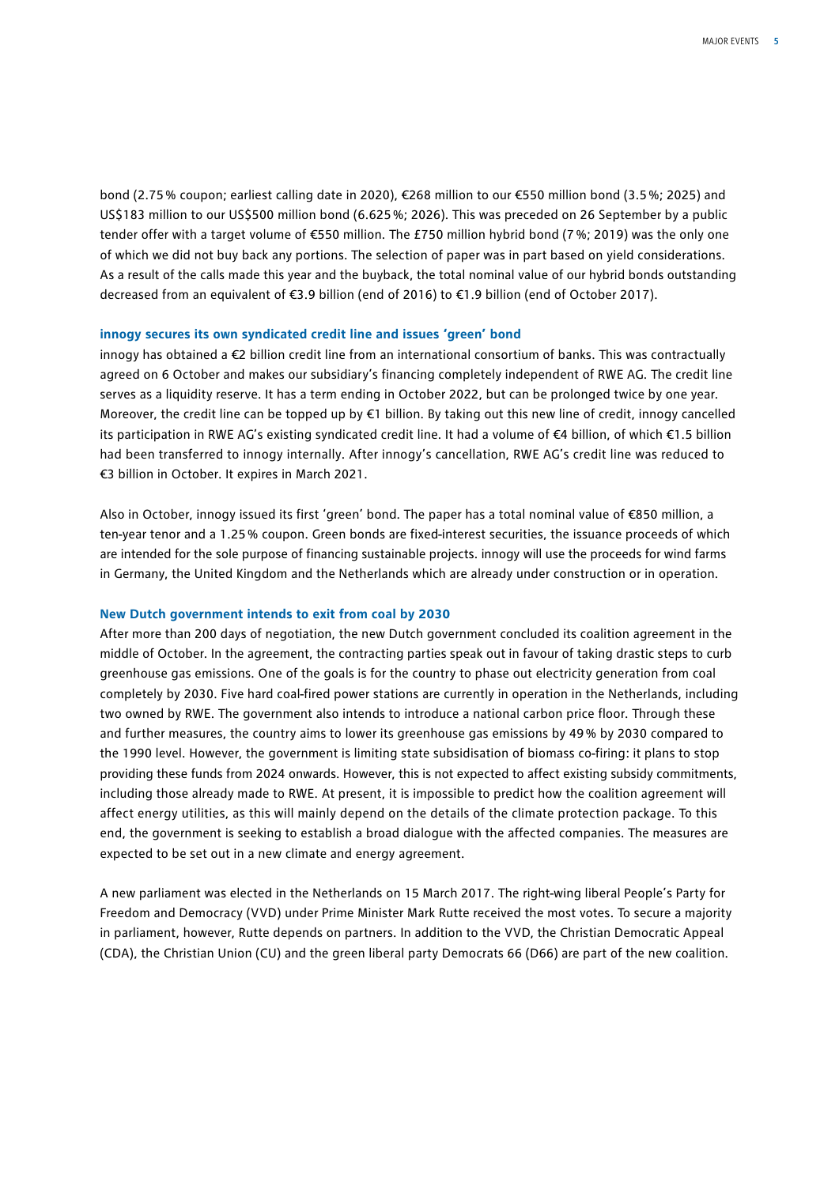bond (2.75 % coupon; earliest calling date in 2020), €268 million to our €550 million bond (3.5 %; 2025) and US$183 million to our US$500 million bond (6.625 %; 2026). This was preceded on 26 September by a public tender offer with a target volume of €550 million. The £750 million hybrid bond (7 %; 2019) was the only one of which we did not buy back any portions. The selection of paper was in part based on yield considerations. As a result of the calls made this year and the buyback, the total nominal value of our hybrid bonds outstanding decreased from an equivalent of €3.9 billion (end of 2016) to €1.9 billion (end of October 2017).

### innogy secures its own syndicated credit line and issues 'green' bond

innogy has obtained a €2 billion credit line from an international consortium of banks. This was contractually agreed on 6 October and makes our subsidiary's financing completely independent of RWE AG. The credit line serves as a liquidity reserve. It has a term ending in October 2022, but can be prolonged twice by one year. Moreover, the credit line can be topped up by €1 billion. By taking out this new line of credit, innogy cancelled its participation in RWE AG's existing syndicated credit line. It had a volume of €4 billion, of which €1.5 billion had been transferred to innogy internally. After innogy's cancellation, RWE AG's credit line was reduced to €3 billion in October. It expires in March 2021.

Also in October, innogy issued its first 'green' bond. The paper has a total nominal value of €850 million, a ten-year tenor and a 1.25 % coupon. Green bonds are fixed-interest securities, the issuance proceeds of which are intended for the sole purpose of financing sustainable projects. innogy will use the proceeds for wind farms in Germany, the United Kingdom and the Netherlands which are already under construction or in operation.

### New Dutch government intends to exit from coal by 2030

After more than 200 days of negotiation, the new Dutch government concluded its coalition agreement in the middle of October. In the agreement, the contracting parties speak out in favour of taking drastic steps to curb greenhouse gas emissions. One of the goals is for the country to phase out electricity generation from coal completely by 2030. Five hard coal-fired power stations are currently in operation in the Netherlands, including two owned by RWE. The government also intends to introduce a national carbon price floor. Through these and further measures, the country aims to lower its greenhouse gas emissions by 49 % by 2030 compared to the 1990 level. However, the government is limiting state subsidisation of biomass co-firing: it plans to stop providing these funds from 2024 onwards. However, this is not expected to affect existing subsidy commitments, including those already made to RWE. At present, it is impossible to predict how the coalition agreement will affect energy utilities, as this will mainly depend on the details of the climate protection package. To this end, the government is seeking to establish a broad dialogue with the affected companies. The measures are expected to be set out in a new climate and energy agreement.

A new parliament was elected in the Netherlands on 15 March 2017. The right-wing liberal People's Party for Freedom and Democracy (VVD) under Prime Minister Mark Rutte received the most votes. To secure a majority in parliament, however, Rutte depends on partners. In addition to the VVD, the Christian Democratic Appeal (CDA), the Christian Union (CU) and the green liberal party Democrats 66 (D66) are part of the new coalition.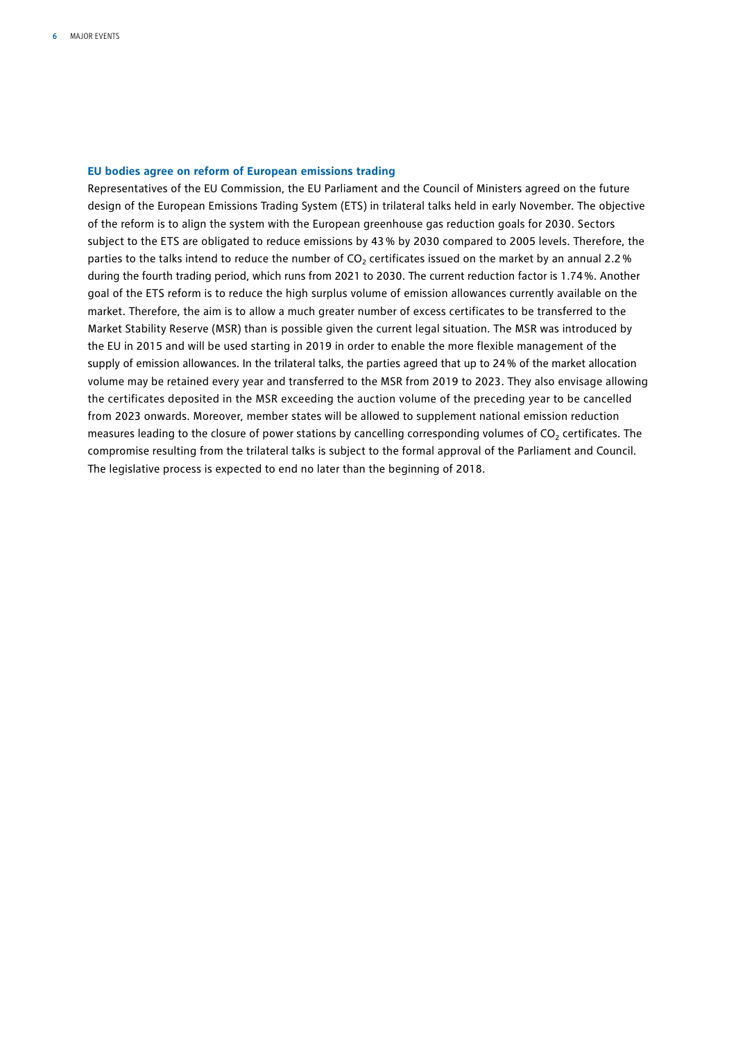### EU bodies agree on reform of European emissions trading

Representatives of the EU Commission, the EU Parliament and the Council of Ministers agreed on the future design of the European Emissions Trading System (ETS) in trilateral talks held in early November. The objective of the reform is to align the system with the European greenhouse gas reduction goals for 2030. Sectors subject to the ETS are obligated to reduce emissions by 43% by 2030 compared to 2005 levels. Therefore, the parties to the talks intend to reduce the number of $CO_2$ certificates issued on the market by an annual 2.2% during the fourth trading period, which runs from 2021 to 2030. The current reduction factor is 1.74%. Another goal of the ETS reform is to reduce the high surplus volume of emission allowances currently available on the market. Therefore, the aim is to allow a much greater number of excess certificates to be transferred to the Market Stability Reserve (MSR) than is possible given the current legal situation. The MSR was introduced by the EU in 2015 and will be used starting in 2019 in order to enable the more flexible management of the supply of emission allowances. In the trilateral talks, the parties agreed that up to 24% of the market allocation volume may be retained every year and transferred to the MSR from 2019 to 2023. They also envisage allowing the certificates deposited in the MSR exceeding the auction volume of the preceding year to be cancelled from 2023 onwards. Moreover, member states will be allowed to supplement national emission reduction measures leading to the closure of power stations by cancelling corresponding volumes of $CO_2$ certificates. The compromise resulting from the trilateral talks is subject to the formal approval of the Parliament and Council. The legislative process is expected to end no later than the beginning of 2018.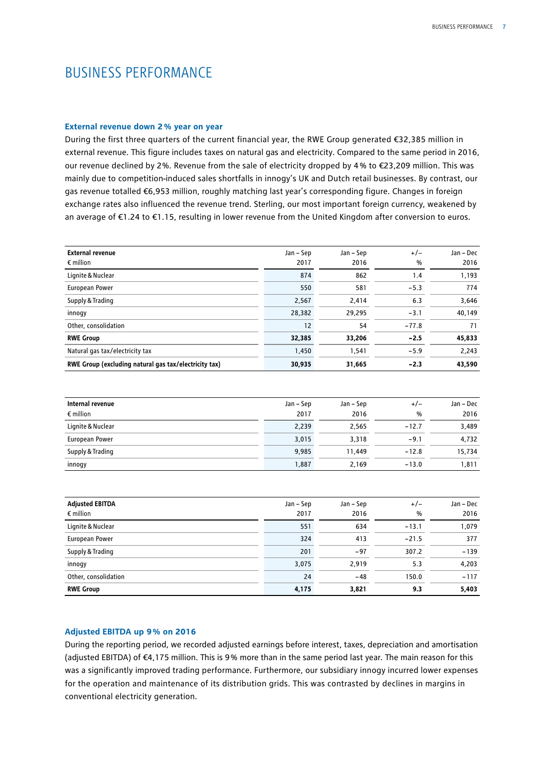# BUSINESS PERFORMANCE

### External revenue down 2 % year on year

During the first three quarters of the current financial year, the RWE Group generated €32,385 million in external revenue. This figure includes taxes on natural gas and electricity. Compared to the same period in 2016, our revenue declined by 2%. Revenue from the sale of electricity dropped by 4 % to €23,209 million. This was mainly due to competition-induced sales shortfalls in innogy's UK and Dutch retail businesses. By contrast, our gas revenue totalled €6,953 million, roughly matching last year's corresponding figure. Changes in foreign exchange rates also influenced the revenue trend. Sterling, our most important foreign currency, weakened by an average of €1.24 to €1.15, resulting in lower revenue from the United Kingdom after conversion to euros.

| External revenue<br>€ million | Jan – Sep<br>2017 | Jan – Sep<br>2016 | +/–<br>% | Jan – Dec<br>2016 |
|---|---|---|---|---|
| Lignite & Nuclear | 874 | 862 | 1.4 | 1,193 |
| European Power | 550 | 581 | −5.3 | 774 |
| Supply & Trading | 2,567 | 2,414 | 6.3 | 3,646 |
| innogy | 28,382 | 29,295 | −3.1 | 40,149 |
| Other, consolidation | 12 | 54 | −77.8 | 71 |
| **RWE Group** | **32,385** | **33,206** | **−2.5** | **45,833** |
| Natural gas tax/electricity tax | 1,450 | 1,541 | −5.9 | 2,243 |
| **RWE Group (excluding natural gas tax/electricity tax)** | **30,935** | **31,665** | **−2.3** | **43,590** |

| Internal revenue<br>€ million | Jan – Sep<br>2017 | Jan – Sep<br>2016 | +/–<br>% | Jan – Dec<br>2016 |
|---|---|---|---|---|
| Lignite & Nuclear | 2,239 | 2,565 | −12.7 | 3,489 |
| European Power | 3,015 | 3,318 | −9.1 | 4,732 |
| Supply & Trading | 9,985 | 11,449 | −12.8 | 15,734 |
| innogy | 1,887 | 2,169 | −13.0 | 1,811 |

| Adjusted EBITDA<br>€ million | Jan – Sep<br>2017 | Jan – Sep<br>2016 | +/–<br>% | Jan – Dec<br>2016 |
|---|---|---|---|---|
| Lignite & Nuclear | 551 | 634 | −13.1 | 1,079 |
| European Power | 324 | 413 | −21.5 | 377 |
| Supply & Trading | 201 | −97 | 307.2 | −139 |
| innogy | 3,075 | 2,919 | 5.3 | 4,203 |
| Other, consolidation | 24 | −48 | 150.0 | −117 |
| **RWE Group** | **4,175** | **3,821** | **9.3** | **5,403** |

### Adjusted EBITDA up 9 % on 2016

During the reporting period, we recorded adjusted earnings before interest, taxes, depreciation and amortisation (adjusted EBITDA) of €4,175 million. This is 9 % more than in the same period last year. The main reason for this was a significantly improved trading performance. Furthermore, our subsidiary innogy incurred lower expenses for the operation and maintenance of its distribution grids. This was contrasted by declines in margins in conventional electricity generation.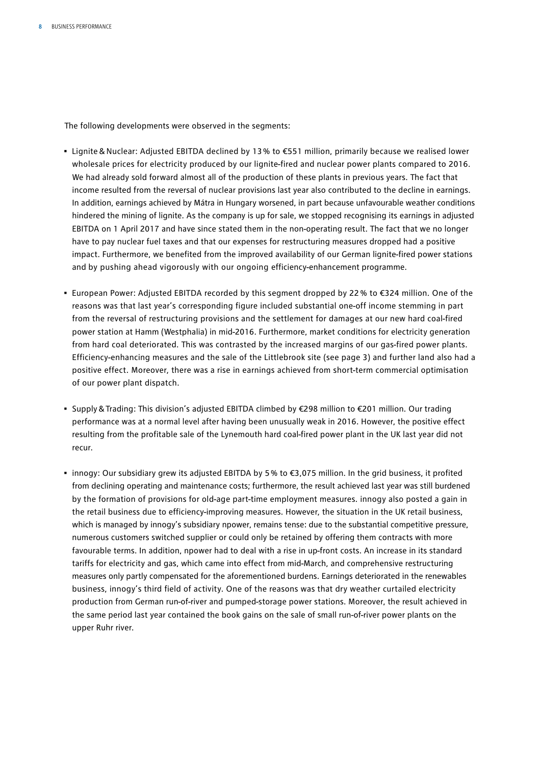The following developments were observed in the segments:

- Lignite & Nuclear: Adjusted EBITDA declined by 13 % to €551 million, primarily because we realised lower wholesale prices for electricity produced by our lignite-fired and nuclear power plants compared to 2016. We had already sold forward almost all of the production of these plants in previous years. The fact that income resulted from the reversal of nuclear provisions last year also contributed to the decline in earnings. In addition, earnings achieved by Mátra in Hungary worsened, in part because unfavourable weather conditions hindered the mining of lignite. As the company is up for sale, we stopped recognising its earnings in adjusted EBITDA on 1 April 2017 and have since stated them in the non-operating result. The fact that we no longer have to pay nuclear fuel taxes and that our expenses for restructuring measures dropped had a positive impact. Furthermore, we benefited from the improved availability of our German lignite-fired power stations and by pushing ahead vigorously with our ongoing efficiency-enhancement programme.

- European Power: Adjusted EBITDA recorded by this segment dropped by 22 % to €324 million. One of the reasons was that last year's corresponding figure included substantial one-off income stemming in part from the reversal of restructuring provisions and the settlement for damages at our new hard coal-fired power station at Hamm (Westphalia) in mid-2016. Furthermore, market conditions for electricity generation from hard coal deteriorated. This was contrasted by the increased margins of our gas-fired power plants. Efficiency-enhancing measures and the sale of the Littlebrook site (see page 3) and further land also had a positive effect. Moreover, there was a rise in earnings achieved from short-term commercial optimisation of our power plant dispatch.

- Supply & Trading: This division's adjusted EBITDA climbed by €298 million to €201 million. Our trading performance was at a normal level after having been unusually weak in 2016. However, the positive effect resulting from the profitable sale of the Lynemouth hard coal-fired power plant in the UK last year did not recur.

- innogy: Our subsidiary grew its adjusted EBITDA by 5 % to €3,075 million. In the grid business, it profited from declining operating and maintenance costs; furthermore, the result achieved last year was still burdened by the formation of provisions for old-age part-time employment measures. innogy also posted a gain in the retail business due to efficiency-improving measures. However, the situation in the UK retail business, which is managed by innogy's subsidiary npower, remains tense: due to the substantial competitive pressure, numerous customers switched supplier or could only be retained by offering them contracts with more favourable terms. In addition, npower had to deal with a rise in up-front costs. An increase in its standard tariffs for electricity and gas, which came into effect from mid-March, and comprehensive restructuring measures only partly compensated for the aforementioned burdens. Earnings deteriorated in the renewables business, innogy's third field of activity. One of the reasons was that dry weather curtailed electricity production from German run-of-river and pumped-storage power stations. Moreover, the result achieved in the same period last year contained the book gains on the sale of small run-of-river power plants on the upper Ruhr river.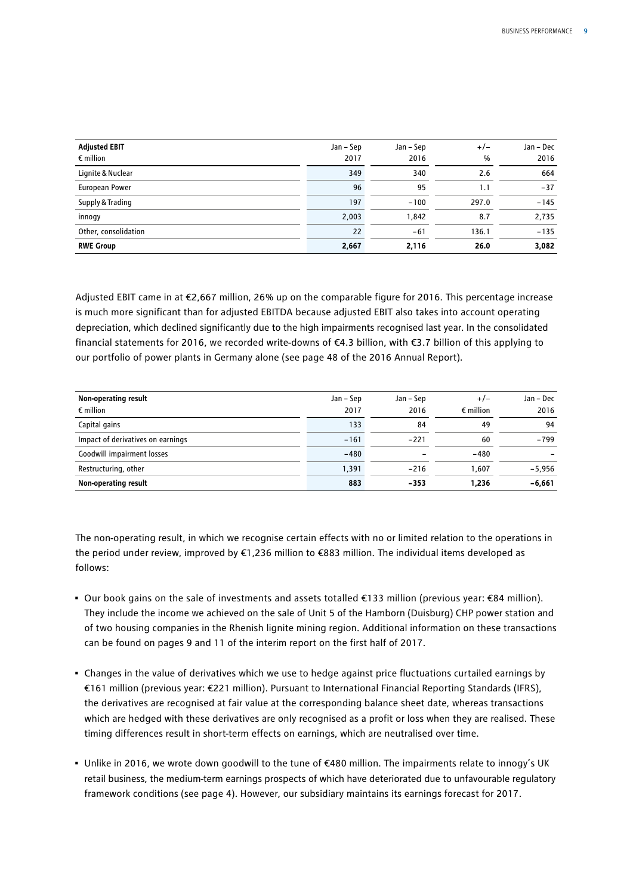| Adjusted EBIT<br>€ million | Jan – Sep<br>2017 | Jan – Sep<br>2016 | +/–<br>% | Jan – Dec<br>2016 |
|---|---|---|---|---|
| Lignite & Nuclear | 349 | 340 | 2.6 | 664 |
| European Power | 96 | 95 | 1.1 | −37 |
| Supply & Trading | 197 | −100 | 297.0 | −145 |
| innogy | 2,003 | 1,842 | 8.7 | 2,735 |
| Other, consolidation | 22 | −61 | 136.1 | −135 |
| **RWE Group** | **2,667** | **2,116** | **26.0** | **3,082** |

Adjusted EBIT came in at €2,667 million, 26% up on the comparable figure for 2016. This percentage increase is much more significant than for adjusted EBITDA because adjusted EBIT also takes into account operating depreciation, which declined significantly due to the high impairments recognised last year. In the consolidated financial statements for 2016, we recorded write-downs of €4.3 billion, with €3.7 billion of this applying to our portfolio of power plants in Germany alone (see page 48 of the 2016 Annual Report).

| Non-operating result<br>€ million | Jan – Sep<br>2017 | Jan – Sep<br>2016 | +/–<br>€ million | Jan – Dec<br>2016 |
|---|---|---|---|---|
| Capital gains | 133 | 84 | 49 | 94 |
| Impact of derivatives on earnings | −161 | −221 | 60 | −799 |
| Goodwill impairment losses | −480 | – | −480 | – |
| Restructuring, other | 1,391 | −216 | 1,607 | −5,956 |
| **Non-operating result** | **883** | **−353** | **1,236** | **−6,661** |

The non-operating result, in which we recognise certain effects with no or limited relation to the operations in the period under review, improved by €1,236 million to €883 million. The individual items developed as follows:

- Our book gains on the sale of investments and assets totalled €133 million (previous year: €84 million). They include the income we achieved on the sale of Unit 5 of the Hamborn (Duisburg) CHP power station and of two housing companies in the Rhenish lignite mining region. Additional information on these transactions can be found on pages 9 and 11 of the interim report on the first half of 2017.
- Changes in the value of derivatives which we use to hedge against price fluctuations curtailed earnings by €161 million (previous year: €221 million). Pursuant to International Financial Reporting Standards (IFRS), the derivatives are recognised at fair value at the corresponding balance sheet date, whereas transactions which are hedged with these derivatives are only recognised as a profit or loss when they are realised. These timing differences result in short-term effects on earnings, which are neutralised over time.
- Unlike in 2016, we wrote down goodwill to the tune of €480 million. The impairments relate to innogy's UK retail business, the medium-term earnings prospects of which have deteriorated due to unfavourable regulatory framework conditions (see page 4). However, our subsidiary maintains its earnings forecast for 2017.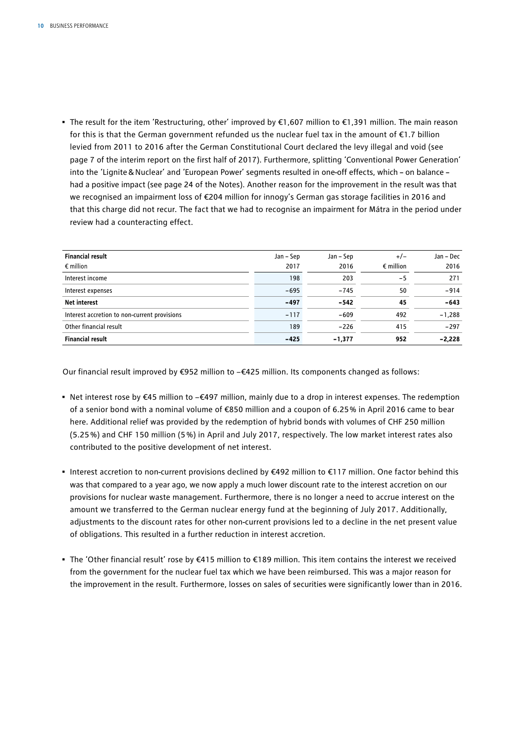- The result for the item 'Restructuring, other' improved by €1,607 million to €1,391 million. The main reason for this is that the German government refunded us the nuclear fuel tax in the amount of €1.7 billion levied from 2011 to 2016 after the German Constitutional Court declared the levy illegal and void (see page 7 of the interim report on the first half of 2017). Furthermore, splitting 'Conventional Power Generation' into the 'Lignite & Nuclear' and 'European Power' segments resulted in one-off effects, which – on balance – had a positive impact (see page 24 of the Notes). Another reason for the improvement in the result was that we recognised an impairment loss of €204 million for innogy's German gas storage facilities in 2016 and that this charge did not recur. The fact that we had to recognise an impairment for Mátra in the period under review had a counteracting effect.

| **Financial result**<br>€ million | Jan – Sep<br>2017 | Jan – Sep<br>2016 | +/–<br>€ million | Jan – Dec<br>2016 |
|---|---|---|---|---|
| Interest income | 198 | 203 | –5 | 271 |
| Interest expenses | –695 | –745 | 50 | –914 |
| **Net interest** | **–497** | **–542** | **45** | **–643** |
| Interest accretion to non-current provisions | –117 | –609 | 492 | –1,288 |
| Other financial result | 189 | –226 | 415 | –297 |
| **Financial result** | **–425** | **–1,377** | **952** | **–2,228** |

Our financial result improved by €952 million to –€425 million. Its components changed as follows:

- Net interest rose by €45 million to –€497 million, mainly due to a drop in interest expenses. The redemption of a senior bond with a nominal volume of €850 million and a coupon of 6.25 % in April 2016 came to bear here. Additional relief was provided by the redemption of hybrid bonds with volumes of CHF 250 million (5.25 %) and CHF 150 million (5 %) in April and July 2017, respectively. The low market interest rates also contributed to the positive development of net interest.
- Interest accretion to non-current provisions declined by €492 million to €117 million. One factor behind this was that compared to a year ago, we now apply a much lower discount rate to the interest accretion on our provisions for nuclear waste management. Furthermore, there is no longer a need to accrue interest on the amount we transferred to the German nuclear energy fund at the beginning of July 2017. Additionally, adjustments to the discount rates for other non-current provisions led to a decline in the net present value of obligations. This resulted in a further reduction in interest accretion.
- The 'Other financial result' rose by €415 million to €189 million. This item contains the interest we received from the government for the nuclear fuel tax which we have been reimbursed. This was a major reason for the improvement in the result. Furthermore, losses on sales of securities were significantly lower than in 2016.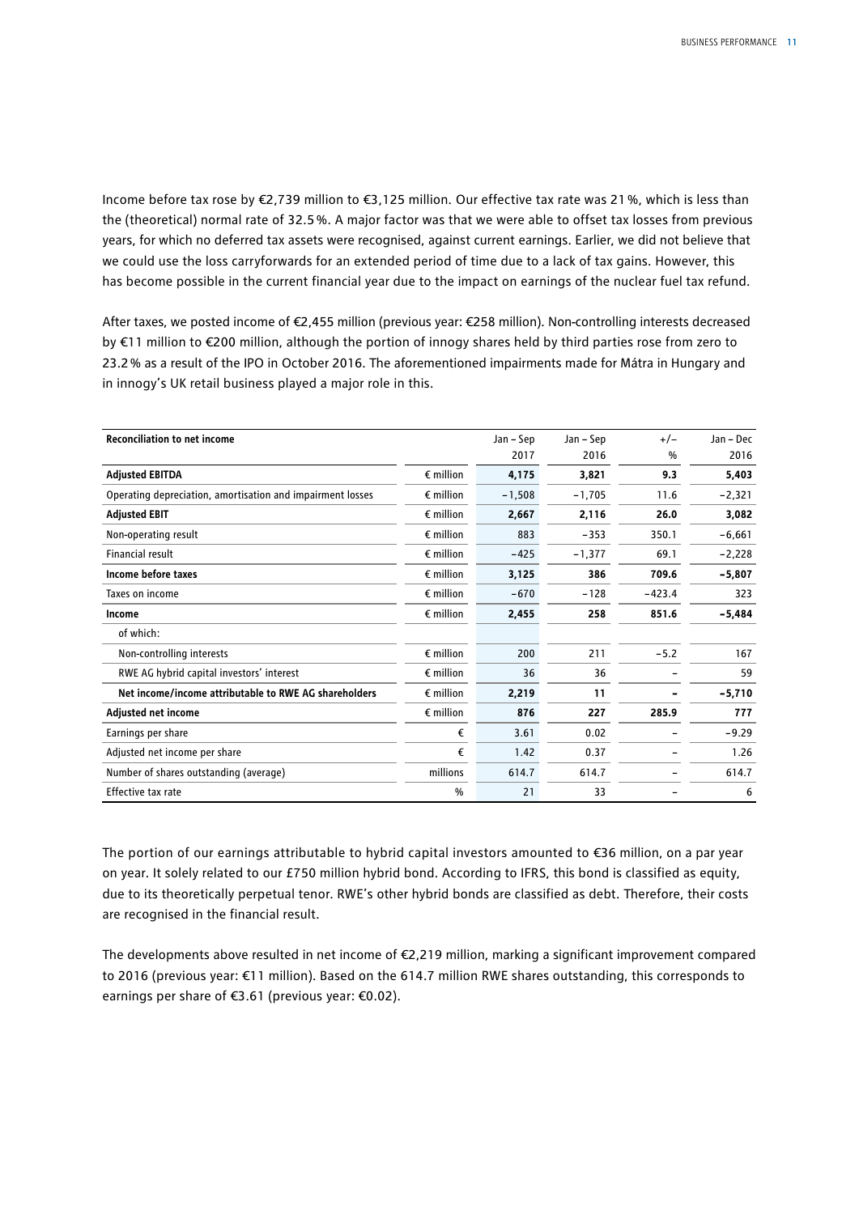Income before tax rose by €2,739 million to €3,125 million. Our effective tax rate was 21 %, which is less than the (theoretical) normal rate of 32.5 %. A major factor was that we were able to offset tax losses from previous years, for which no deferred tax assets were recognised, against current earnings. Earlier, we did not believe that we could use the loss carryforwards for an extended period of time due to a lack of tax gains. However, this has become possible in the current financial year due to the impact on earnings of the nuclear fuel tax refund.

After taxes, we posted income of €2,455 million (previous year: €258 million). Non-controlling interests decreased by €11 million to €200 million, although the portion of innogy shares held by third parties rose from zero to 23.2 % as a result of the IPO in October 2016. The aforementioned impairments made for Mátra in Hungary and in innogy's UK retail business played a major role in this.

| Reconciliation to net income | | Jan – Sep 2017 | Jan – Sep 2016 | +/– % | Jan – Dec 2016 |
|---|---|---|---|---|---|
| **Adjusted EBITDA** | € million | **4,175** | **3,821** | **9.3** | **5,403** |
| Operating depreciation, amortisation and impairment losses | € million | −1,508 | −1,705 | 11.6 | −2,321 |
| **Adjusted EBIT** | € million | **2,667** | **2,116** | **26.0** | **3,082** |
| Non-operating result | € million | 883 | −353 | 350.1 | −6,661 |
| Financial result | € million | −425 | −1,377 | 69.1 | −2,228 |
| **Income before taxes** | € million | **3,125** | **386** | **709.6** | **−5,807** |
| Taxes on income | € million | −670 | −128 | −423.4 | 323 |
| **Income** | € million | **2,455** | **258** | **851.6** | **−5,484** |
| of which: | | | | | |
| Non-controlling interests | € million | 200 | 211 | −5.2 | 167 |
| RWE AG hybrid capital investors' interest | € million | 36 | 36 | – | 59 |
| **Net income/income attributable to RWE AG shareholders** | € million | **2,219** | **11** | **–** | **−5,710** |
| **Adjusted net income** | € million | **876** | **227** | **285.9** | **777** |
| Earnings per share | € | 3.61 | 0.02 | – | −9.29 |
| Adjusted net income per share | € | 1.42 | 0.37 | – | 1.26 |
| Number of shares outstanding (average) | millions | 614.7 | 614.7 | – | 614.7 |
| Effective tax rate | % | 21 | 33 | – | 6 |

The portion of our earnings attributable to hybrid capital investors amounted to €36 million, on a par year on year. It solely related to our £750 million hybrid bond. According to IFRS, this bond is classified as equity, due to its theoretically perpetual tenor. RWE's other hybrid bonds are classified as debt. Therefore, their costs are recognised in the financial result.

The developments above resulted in net income of €2,219 million, marking a significant improvement compared to 2016 (previous year: €11 million). Based on the 614.7 million RWE shares outstanding, this corresponds to earnings per share of €3.61 (previous year: €0.02).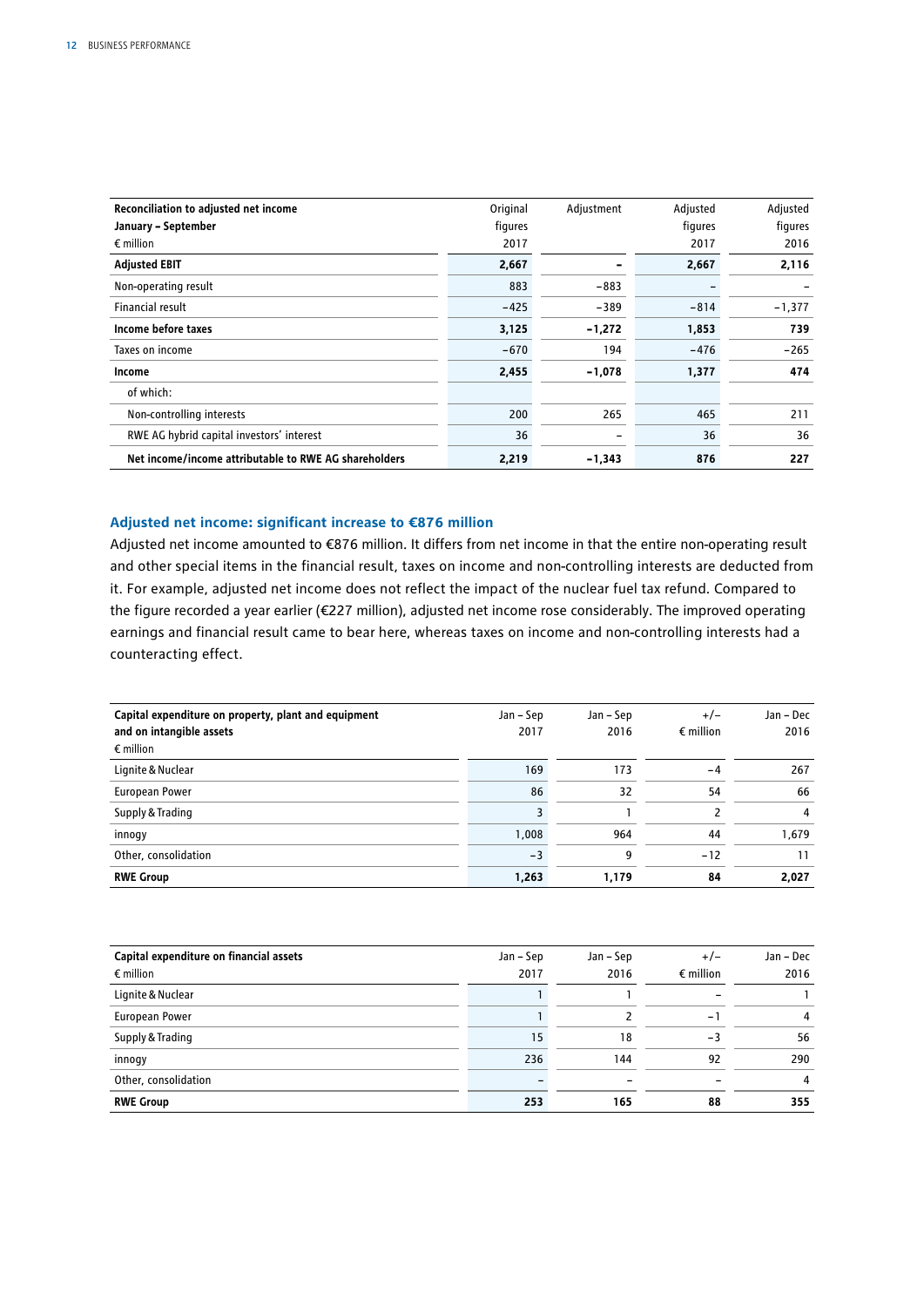| Reconciliation to adjusted net income<br>January – September<br>€ million | Original figures 2017 | Adjustment | Adjusted figures 2017 | Adjusted figures 2016 |
|---|---|---|---|---|
| **Adjusted EBIT** | **2,667** | **–** | **2,667** | **2,116** |
| Non-operating result | 883 | –883 | – | – |
| Financial result | –425 | –389 | –814 | –1,377 |
| **Income before taxes** | **3,125** | **–1,272** | **1,853** | **739** |
| Taxes on income | –670 | 194 | –476 | –265 |
| **Income** | **2,455** | **–1,078** | **1,377** | **474** |
| of which: | | | | |
| Non-controlling interests | 200 | 265 | 465 | 211 |
| RWE AG hybrid capital investors' interest | 36 | – | 36 | 36 |
| **Net income/income attributable to RWE AG shareholders** | **2,219** | **–1,343** | **876** | **227** |

### Adjusted net income: significant increase to €876 million

Adjusted net income amounted to €876 million. It differs from net income in that the entire non-operating result and other special items in the financial result, taxes on income and non-controlling interests are deducted from it. For example, adjusted net income does not reflect the impact of the nuclear fuel tax refund. Compared to the figure recorded a year earlier (€227 million), adjusted net income rose considerably. The improved operating earnings and financial result came to bear here, whereas taxes on income and non-controlling interests had a counteracting effect.

| Capital expenditure on property, plant and equipment and on intangible assets<br>€ million | Jan – Sep 2017 | Jan – Sep 2016 | +/– € million | Jan – Dec 2016 |
|---|---|---|---|---|
| Lignite & Nuclear | 169 | 173 | –4 | 267 |
| European Power | 86 | 32 | 54 | 66 |
| Supply & Trading | 3 | 1 | 2 | 4 |
| innogy | 1,008 | 964 | 44 | 1,679 |
| Other, consolidation | –3 | 9 | –12 | 11 |
| **RWE Group** | **1,263** | **1,179** | **84** | **2,027** |

| Capital expenditure on financial assets<br>€ million | Jan – Sep 2017 | Jan – Sep 2016 | +/– € million | Jan – Dec 2016 |
|---|---|---|---|---|
| Lignite & Nuclear | 1 | 1 | – | 1 |
| European Power | 1 | 2 | –1 | 4 |
| Supply & Trading | 15 | 18 | –3 | 56 |
| innogy | 236 | 144 | 92 | 290 |
| Other, consolidation | – | – | – | 4 |
| **RWE Group** | **253** | **165** | **88** | **355** |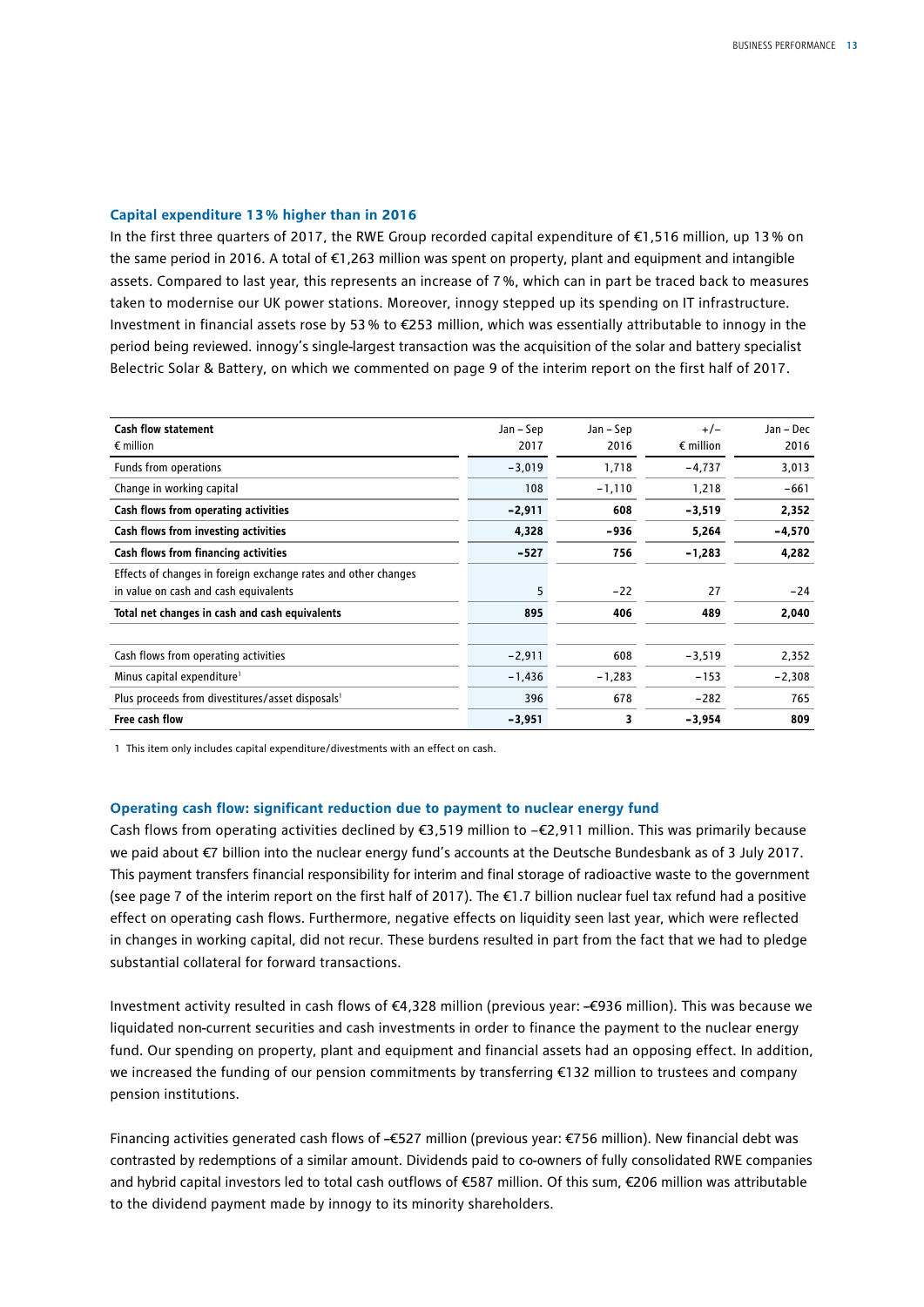### Capital expenditure 13 % higher than in 2016

In the first three quarters of 2017, the RWE Group recorded capital expenditure of €1,516 million, up 13 % on the same period in 2016. A total of €1,263 million was spent on property, plant and equipment and intangible assets. Compared to last year, this represents an increase of 7 %, which can in part be traced back to measures taken to modernise our UK power stations. Moreover, innogy stepped up its spending on IT infrastructure. Investment in financial assets rose by 53 % to €253 million, which was essentially attributable to innogy in the period being reviewed. innogy's single-largest transaction was the acquisition of the solar and battery specialist Belectric Solar & Battery, on which we commented on page 9 of the interim report on the first half of 2017.

| Cash flow statement<br>€ million | Jan – Sep<br>2017 | Jan – Sep<br>2016 | +/–<br>€ million | Jan – Dec<br>2016 |
|---|---|---|---|---|
| Funds from operations | −3,019 | 1,718 | −4,737 | 3,013 |
| Change in working capital | 108 | −1,110 | 1,218 | −661 |
| **Cash flows from operating activities** | **−2,911** | **608** | **−3,519** | **2,352** |
| **Cash flows from investing activities** | **4,328** | **−936** | **5,264** | **−4,570** |
| **Cash flows from financing activities** | **−527** | **756** | **−1,283** | **4,282** |
| Effects of changes in foreign exchange rates and other changes in value on cash and cash equivalents | 5 | −22 | 27 | −24 |
| **Total net changes in cash and cash equivalents** | **895** | **406** | **489** | **2,040** |
| | | | | |
| Cash flows from operating activities | −2,911 | 608 | −3,519 | 2,352 |
| Minus capital expenditure[1] | −1,436 | −1,283 | −153 | −2,308 |
| Plus proceeds from divestitures/asset disposals[1] | 396 | 678 | −282 | 765 |
| **Free cash flow** | **−3,951** | **3** | **−3,954** | **809** |

1 This item only includes capital expenditure/divestments with an effect on cash.

### Operating cash flow: significant reduction due to payment to nuclear energy fund

Cash flows from operating activities declined by €3,519 million to −€2,911 million. This was primarily because we paid about €7 billion into the nuclear energy fund's accounts at the Deutsche Bundesbank as of 3 July 2017. This payment transfers financial responsibility for interim and final storage of radioactive waste to the government (see page 7 of the interim report on the first half of 2017). The €1.7 billion nuclear fuel tax refund had a positive effect on operating cash flows. Furthermore, negative effects on liquidity seen last year, which were reflected in changes in working capital, did not recur. These burdens resulted in part from the fact that we had to pledge substantial collateral for forward transactions.

Investment activity resulted in cash flows of €4,328 million (previous year: −€936 million). This was because we liquidated non-current securities and cash investments in order to finance the payment to the nuclear energy fund. Our spending on property, plant and equipment and financial assets had an opposing effect. In addition, we increased the funding of our pension commitments by transferring €132 million to trustees and company pension institutions.

Financing activities generated cash flows of −€527 million (previous year: €756 million). New financial debt was contrasted by redemptions of a similar amount. Dividends paid to co-owners of fully consolidated RWE companies and hybrid capital investors led to total cash outflows of €587 million. Of this sum, €206 million was attributable to the dividend payment made by innogy to its minority shareholders.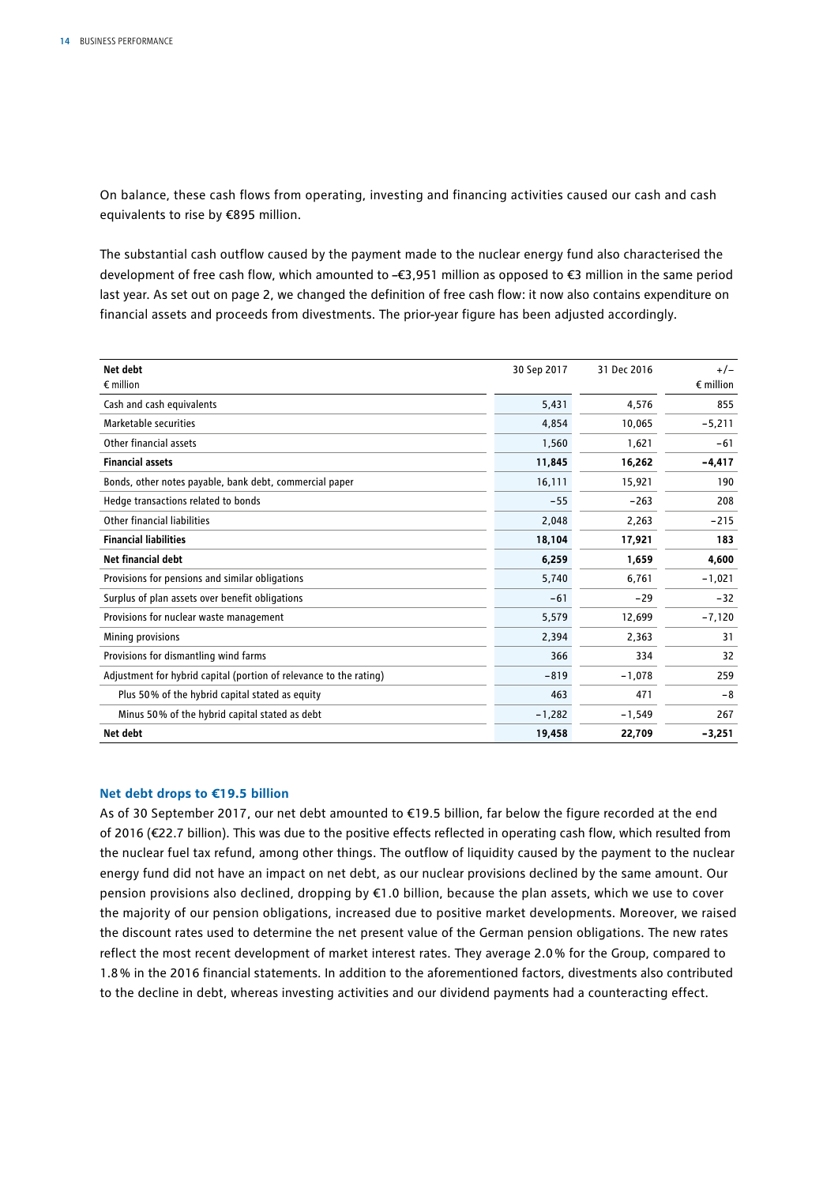On balance, these cash flows from operating, investing and financing activities caused our cash and cash equivalents to rise by €895 million.

The substantial cash outflow caused by the payment made to the nuclear energy fund also characterised the development of free cash flow, which amounted to –€3,951 million as opposed to €3 million in the same period last year. As set out on page 2, we changed the definition of free cash flow: it now also contains expenditure on financial assets and proceeds from divestments. The prior-year figure has been adjusted accordingly.

| Net debt<br>€ million | 30 Sep 2017 | 31 Dec 2016 | +/–<br>€ million |
|---|---|---|---|
| Cash and cash equivalents | 5,431 | 4,576 | 855 |
| Marketable securities | 4,854 | 10,065 | −5,211 |
| Other financial assets | 1,560 | 1,621 | −61 |
| **Financial assets** | **11,845** | **16,262** | **−4,417** |
| Bonds, other notes payable, bank debt, commercial paper | 16,111 | 15,921 | 190 |
| Hedge transactions related to bonds | −55 | −263 | 208 |
| Other financial liabilities | 2,048 | 2,263 | −215 |
| **Financial liabilities** | **18,104** | **17,921** | **183** |
| **Net financial debt** | **6,259** | **1,659** | **4,600** |
| Provisions for pensions and similar obligations | 5,740 | 6,761 | −1,021 |
| Surplus of plan assets over benefit obligations | −61 | −29 | −32 |
| Provisions for nuclear waste management | 5,579 | 12,699 | −7,120 |
| Mining provisions | 2,394 | 2,363 | 31 |
| Provisions for dismantling wind farms | 366 | 334 | 32 |
| Adjustment for hybrid capital (portion of relevance to the rating) | −819 | −1,078 | 259 |
| Plus 50% of the hybrid capital stated as equity | 463 | 471 | −8 |
| Minus 50% of the hybrid capital stated as debt | −1,282 | −1,549 | 267 |
| **Net debt** | **19,458** | **22,709** | **−3,251** |

### Net debt drops to €19.5 billion

As of 30 September 2017, our net debt amounted to €19.5 billion, far below the figure recorded at the end of 2016 (€22.7 billion). This was due to the positive effects reflected in operating cash flow, which resulted from the nuclear fuel tax refund, among other things. The outflow of liquidity caused by the payment to the nuclear energy fund did not have an impact on net debt, as our nuclear provisions declined by the same amount. Our pension provisions also declined, dropping by €1.0 billion, because the plan assets, which we use to cover the majority of our pension obligations, increased due to positive market developments. Moreover, we raised the discount rates used to determine the net present value of the German pension obligations. The new rates reflect the most recent development of market interest rates. They average 2.0% for the Group, compared to 1.8% in the 2016 financial statements. In addition to the aforementioned factors, divestments also contributed to the decline in debt, whereas investing activities and our dividend payments had a counteracting effect.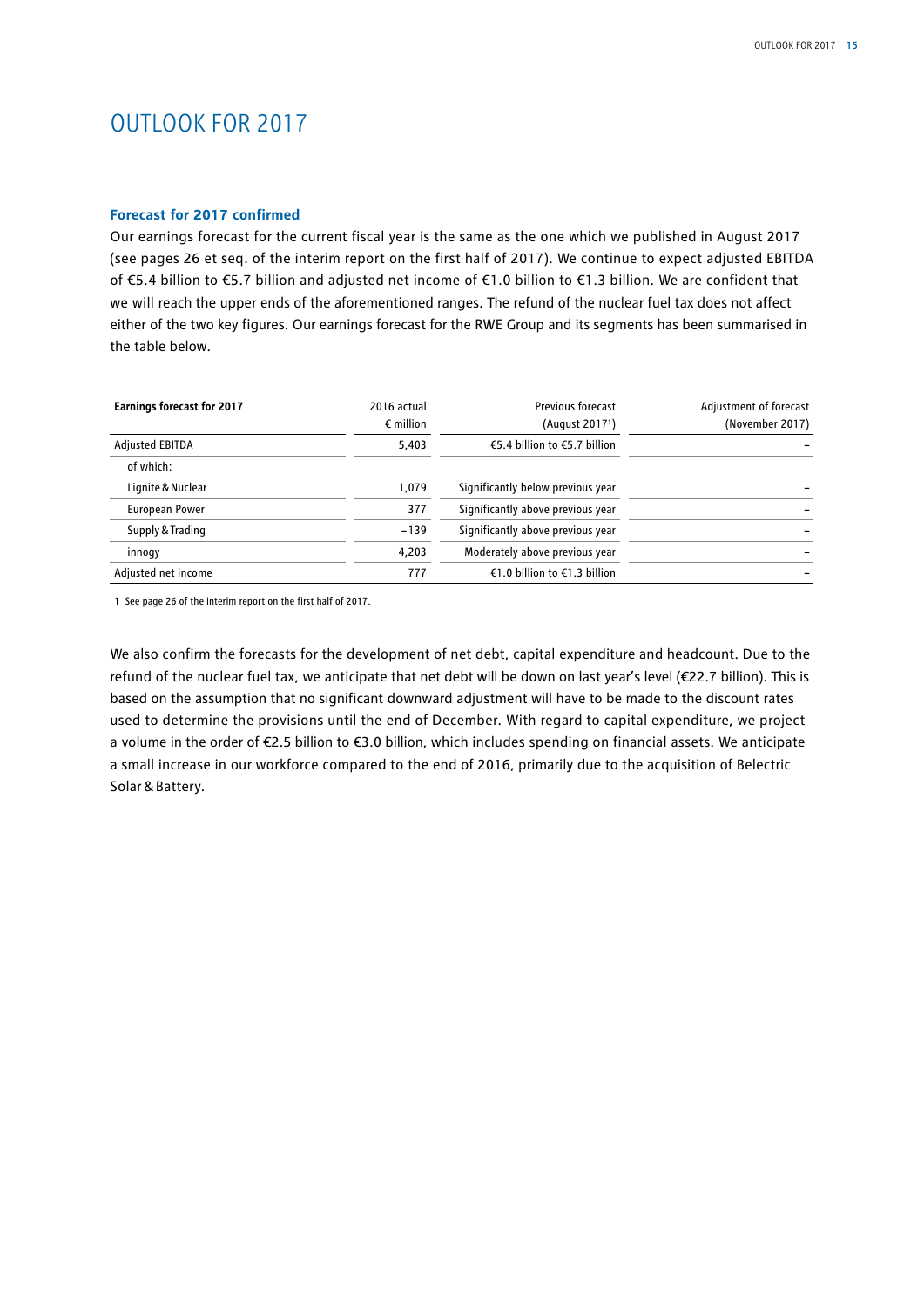# OUTLOOK FOR 2017

### Forecast for 2017 confirmed

Our earnings forecast for the current fiscal year is the same as the one which we published in August 2017 (see pages 26 et seq. of the interim report on the first half of 2017). We continue to expect adjusted EBITDA of €5.4 billion to €5.7 billion and adjusted net income of €1.0 billion to €1.3 billion. We are confident that we will reach the upper ends of the aforementioned ranges. The refund of the nuclear fuel tax does not affect either of the two key figures. Our earnings forecast for the RWE Group and its segments has been summarised in the table below.

| Earnings forecast for 2017 | 2016 actual<br>€ million | Previous forecast<br>(August 2017[1]) | Adjustment of forecast<br>(November 2017) |
|---|---|---|---|
| Adjusted EBITDA | 5,403 | €5.4 billion to €5.7 billion | – |
| of which: | | | |
| Lignite & Nuclear | 1,079 | Significantly below previous year | – |
| European Power | 377 | Significantly above previous year | – |
| Supply & Trading | −139 | Significantly above previous year | – |
| innogy | 4,203 | Moderately above previous year | – |
| Adjusted net income | 777 | €1.0 billion to €1.3 billion | – |

1 See page 26 of the interim report on the first half of 2017.

We also confirm the forecasts for the development of net debt, capital expenditure and headcount. Due to the refund of the nuclear fuel tax, we anticipate that net debt will be down on last year's level (€22.7 billion). This is based on the assumption that no significant downward adjustment will have to be made to the discount rates used to determine the provisions until the end of December. With regard to capital expenditure, we project a volume in the order of €2.5 billion to €3.0 billion, which includes spending on financial assets. We anticipate a small increase in our workforce compared to the end of 2016, primarily due to the acquisition of Belectric Solar & Battery.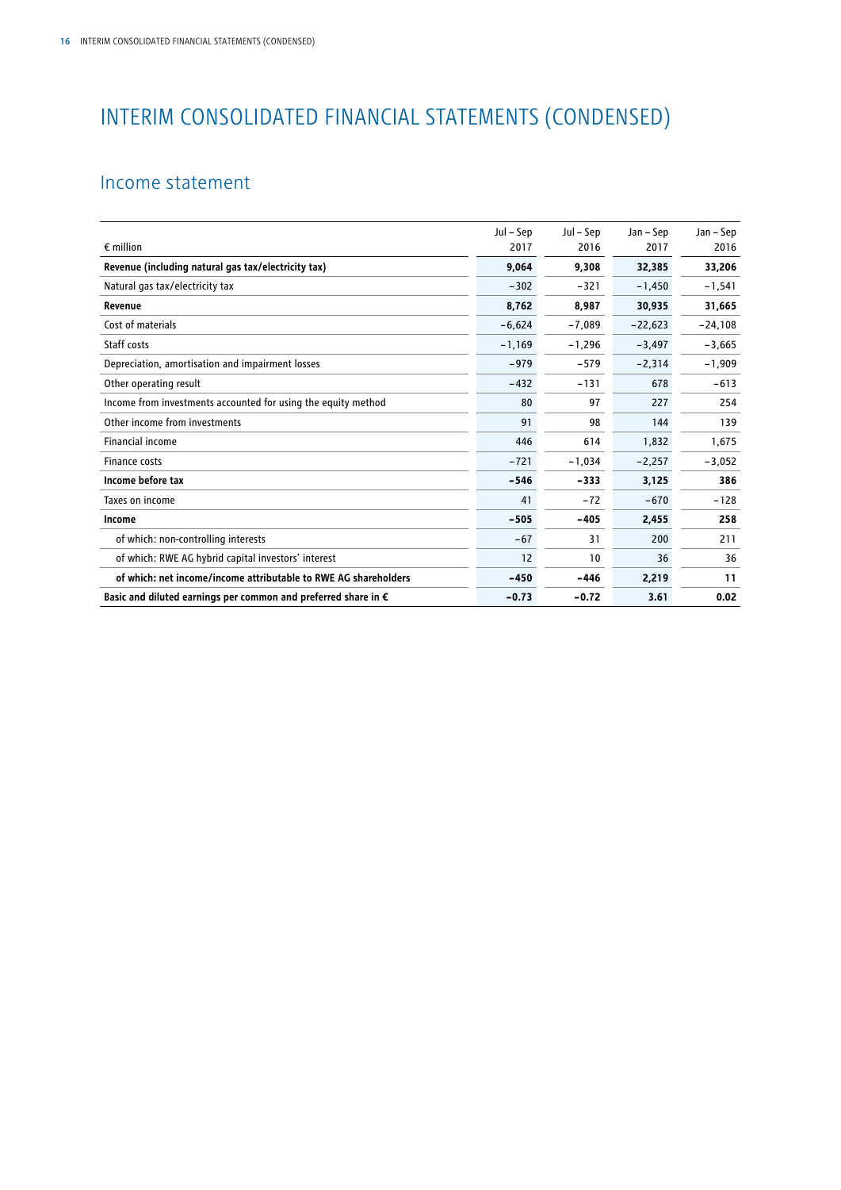# INTERIM CONSOLIDATED FINANCIAL STATEMENTS (CONDENSED)

## Income statement

| € million | Jul – Sep 2017 | Jul – Sep 2016 | Jan – Sep 2017 | Jan – Sep 2016 |
|---|---|---|---|---|
| **Revenue (including natural gas tax/electricity tax)** | **9,064** | **9,308** | **32,385** | **33,206** |
| Natural gas tax/electricity tax | −302 | −321 | −1,450 | −1,541 |
| **Revenue** | **8,762** | **8,987** | **30,935** | **31,665** |
| Cost of materials | −6,624 | −7,089 | −22,623 | −24,108 |
| Staff costs | −1,169 | −1,296 | −3,497 | −3,665 |
| Depreciation, amortisation and impairment losses | −979 | −579 | −2,314 | −1,909 |
| Other operating result | −432 | −131 | 678 | −613 |
| Income from investments accounted for using the equity method | 80 | 97 | 227 | 254 |
| Other income from investments | 91 | 98 | 144 | 139 |
| Financial income | 446 | 614 | 1,832 | 1,675 |
| Finance costs | −721 | −1,034 | −2,257 | −3,052 |
| **Income before tax** | **−546** | **−333** | **3,125** | **386** |
| Taxes on income | 41 | −72 | −670 | −128 |
| **Income** | **−505** | **−405** | **2,455** | **258** |
| of which: non-controlling interests | −67 | 31 | 200 | 211 |
| of which: RWE AG hybrid capital investors' interest | 12 | 10 | 36 | 36 |
| **of which: net income/income attributable to RWE AG shareholders** | **−450** | **−446** | **2,219** | **11** |
| **Basic and diluted earnings per common and preferred share in €** | **−0.73** | **−0.72** | **3.61** | **0.02** |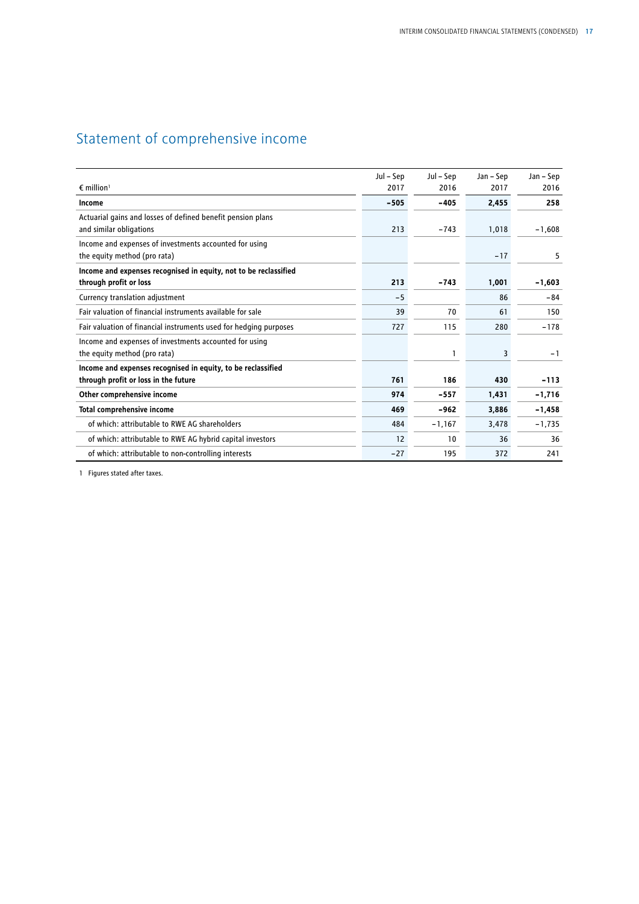# Statement of comprehensive income

| € million[1] | Jul – Sep 2017 | Jul – Sep 2016 | Jan – Sep 2017 | Jan – Sep 2016 |
|---|---|---|---|---|
| **Income** | **-505** | **-405** | **2,455** | **258** |
| Actuarial gains and losses of defined benefit pension plans and similar obligations | 213 | -743 | 1,018 | -1,608 |
| Income and expenses of investments accounted for using the equity method (pro rata) | | | -17 | 5 |
| **Income and expenses recognised in equity, not to be reclassified through profit or loss** | **213** | **-743** | **1,001** | **-1,603** |
| Currency translation adjustment | -5 | | 86 | -84 |
| Fair valuation of financial instruments available for sale | 39 | 70 | 61 | 150 |
| Fair valuation of financial instruments used for hedging purposes | 727 | 115 | 280 | -178 |
| Income and expenses of investments accounted for using the equity method (pro rata) | | 1 | 3 | -1 |
| **Income and expenses recognised in equity, to be reclassified through profit or loss in the future** | **761** | **186** | **430** | **-113** |
| **Other comprehensive income** | **974** | **-557** | **1,431** | **-1,716** |
| **Total comprehensive income** | **469** | **-962** | **3,886** | **-1,458** |
| of which: attributable to RWE AG shareholders | 484 | -1,167 | 3,478 | -1,735 |
| of which: attributable to RWE AG hybrid capital investors | 12 | 10 | 36 | 36 |
| of which: attributable to non-controlling interests | -27 | 195 | 372 | 241 |

1 Figures stated after taxes.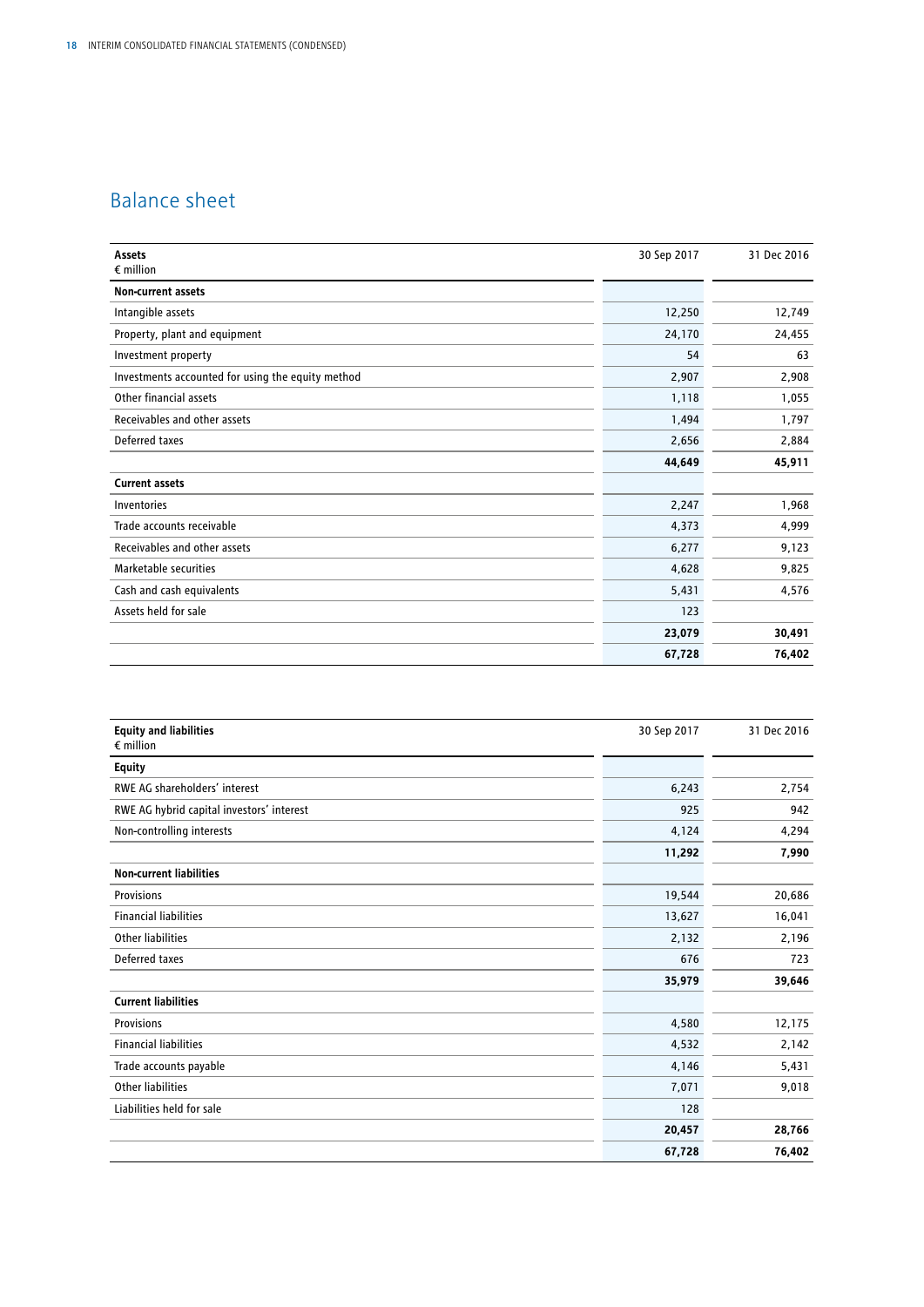## Balance sheet

| Assets<br>€ million | 30 Sep 2017 | 31 Dec 2016 |
|---|---|---|
| **Non-current assets** | | |
| Intangible assets | 12,250 | 12,749 |
| Property, plant and equipment | 24,170 | 24,455 |
| Investment property | 54 | 63 |
| Investments accounted for using the equity method | 2,907 | 2,908 |
| Other financial assets | 1,118 | 1,055 |
| Receivables and other assets | 1,494 | 1,797 |
| Deferred taxes | 2,656 | 2,884 |
| | **44,649** | **45,911** |
| **Current assets** | | |
| Inventories | 2,247 | 1,968 |
| Trade accounts receivable | 4,373 | 4,999 |
| Receivables and other assets | 6,277 | 9,123 |
| Marketable securities | 4,628 | 9,825 |
| Cash and cash equivalents | 5,431 | 4,576 |
| Assets held for sale | 123 | |
| | **23,079** | **30,491** |
| | **67,728** | **76,402** |

| Equity and liabilities<br>€ million | 30 Sep 2017 | 31 Dec 2016 |
|---|---|---|
| **Equity** | | |
| RWE AG shareholders' interest | 6,243 | 2,754 |
| RWE AG hybrid capital investors' interest | 925 | 942 |
| Non-controlling interests | 4,124 | 4,294 |
| | **11,292** | **7,990** |
| **Non-current liabilities** | | |
| Provisions | 19,544 | 20,686 |
| Financial liabilities | 13,627 | 16,041 |
| Other liabilities | 2,132 | 2,196 |
| Deferred taxes | 676 | 723 |
| | **35,979** | **39,646** |
| **Current liabilities** | | |
| Provisions | 4,580 | 12,175 |
| Financial liabilities | 4,532 | 2,142 |
| Trade accounts payable | 4,146 | 5,431 |
| Other liabilities | 7,071 | 9,018 |
| Liabilities held for sale | 128 | |
| | **20,457** | **28,766** |
| | **67,728** | **76,402** |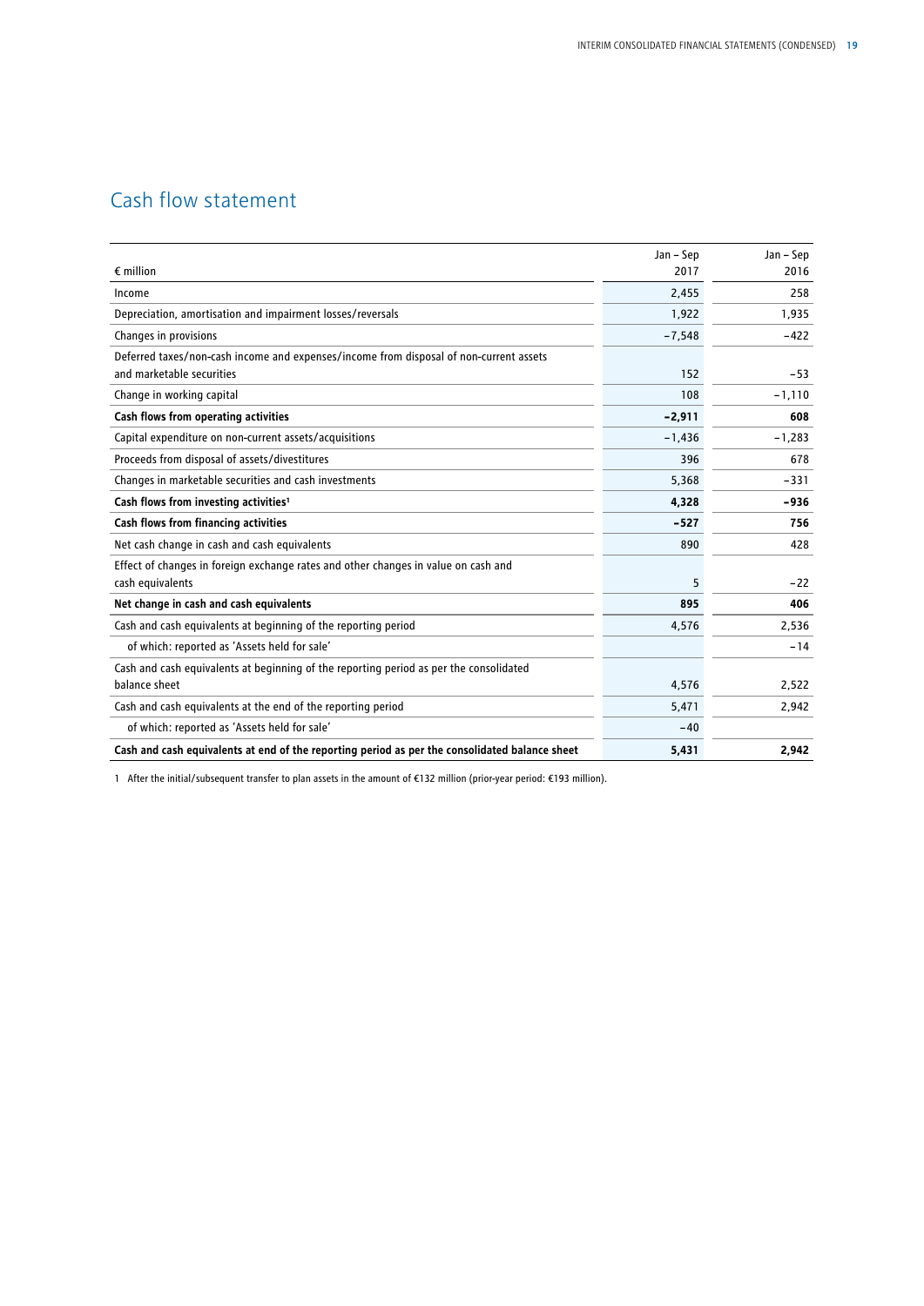## Cash flow statement

| € million | Jan – Sep 2017 | Jan – Sep 2016 |
|---|---|---|
| Income | 2,455 | 258 |
| Depreciation, amortisation and impairment losses/reversals | 1,922 | 1,935 |
| Changes in provisions | −7,548 | −422 |
| Deferred taxes/non-cash income and expenses/income from disposal of non-current assets and marketable securities | 152 | −53 |
| Change in working capital | 108 | −1,110 |
| **Cash flows from operating activities** | **−2,911** | **608** |
| Capital expenditure on non-current assets/acquisitions | −1,436 | −1,283 |
| Proceeds from disposal of assets/divestitures | 396 | 678 |
| Changes in marketable securities and cash investments | 5,368 | −331 |
| **Cash flows from investing activities**[1] | **4,328** | **−936** |
| **Cash flows from financing activities** | **−527** | **756** |
| Net cash change in cash and cash equivalents | 890 | 428 |
| Effect of changes in foreign exchange rates and other changes in value on cash and cash equivalents | 5 | −22 |
| **Net change in cash and cash equivalents** | **895** | **406** |
| Cash and cash equivalents at beginning of the reporting period | 4,576 | 2,536 |
| of which: reported as 'Assets held for sale' | | −14 |
| Cash and cash equivalents at beginning of the reporting period as per the consolidated balance sheet | 4,576 | 2,522 |
| Cash and cash equivalents at the end of the reporting period | 5,471 | 2,942 |
| of which: reported as 'Assets held for sale' | −40 | |
| **Cash and cash equivalents at end of the reporting period as per the consolidated balance sheet** | **5,431** | **2,942** |

1 After the initial/subsequent transfer to plan assets in the amount of €132 million (prior-year period: €193 million).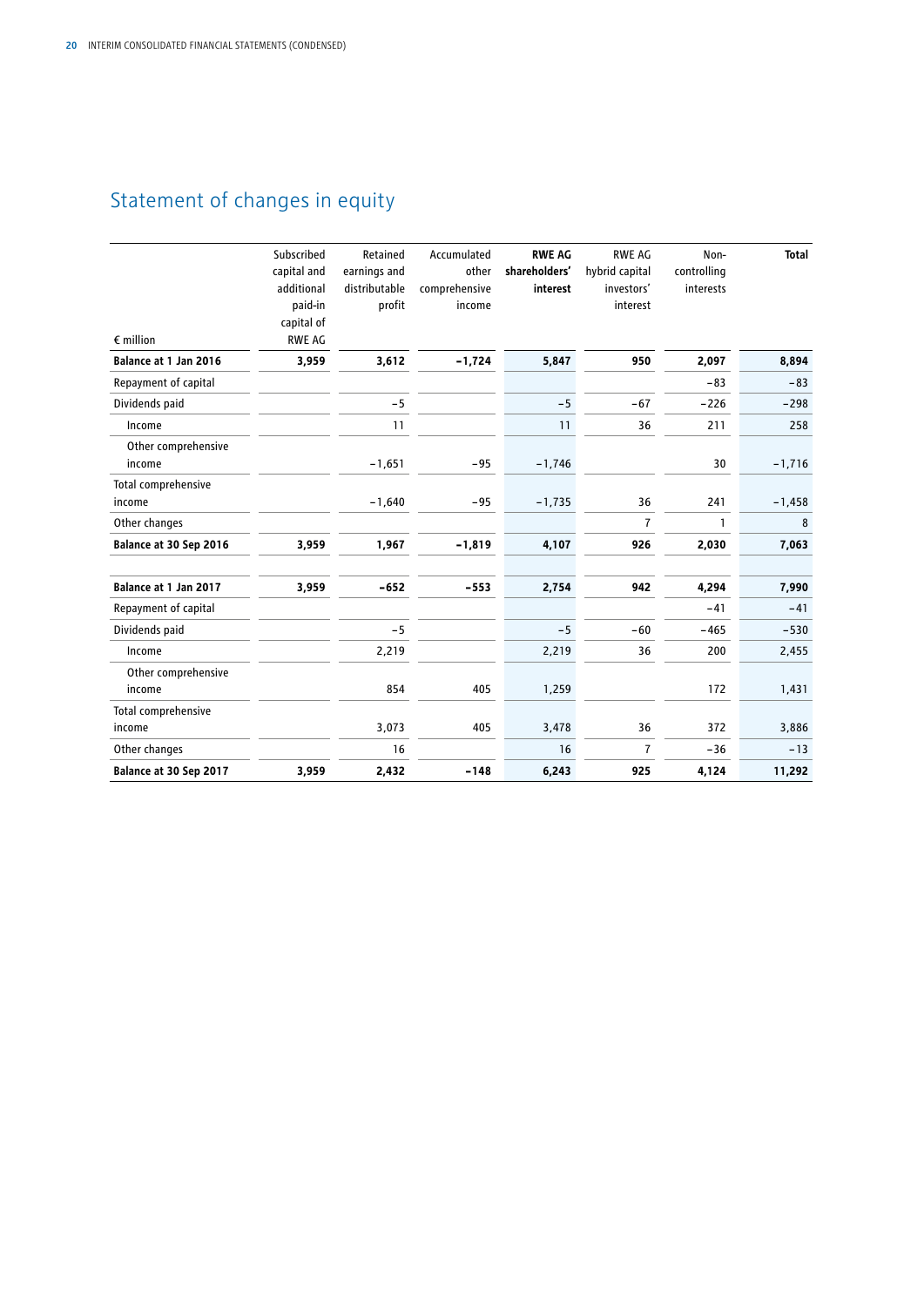## Statement of changes in equity

| € million | Subscribed capital and additional paid-in capital of RWE AG | Retained earnings and distributable profit | Accumulated other comprehensive income | **RWE AG shareholders' interest** | RWE AG hybrid capital investors' interest | Non-controlling interests | **Total** |
|---|---|---|---|---|---|---|---|
| **Balance at 1 Jan 2016** | **3,959** | **3,612** | **−1,724** | **5,847** | **950** | **2,097** | **8,894** |
| Repayment of capital | | | | | | −83 | −83 |
| Dividends paid | | −5 | | −5 | −67 | −226 | −298 |
| Income | | 11 | | 11 | 36 | 211 | 258 |
| Other comprehensive income | | −1,651 | −95 | −1,746 | | 30 | −1,716 |
| Total comprehensive income | | −1,640 | −95 | −1,735 | 36 | 241 | −1,458 |
| Other changes | | | | | 7 | 1 | 8 |
| **Balance at 30 Sep 2016** | **3,959** | **1,967** | **−1,819** | **4,107** | **926** | **2,030** | **7,063** |
| | | | | | | | |
| **Balance at 1 Jan 2017** | **3,959** | **−652** | **−553** | **2,754** | **942** | **4,294** | **7,990** |
| Repayment of capital | | | | | | −41 | −41 |
| Dividends paid | | −5 | | −5 | −60 | −465 | −530 |
| Income | | 2,219 | | 2,219 | 36 | 200 | 2,455 |
| Other comprehensive income | | 854 | 405 | 1,259 | | 172 | 1,431 |
| Total comprehensive income | | 3,073 | 405 | 3,478 | 36 | 372 | 3,886 |
| Other changes | | 16 | | 16 | 7 | −36 | −13 |
| **Balance at 30 Sep 2017** | **3,959** | **2,432** | **−148** | **6,243** | **925** | **4,124** | **11,292** |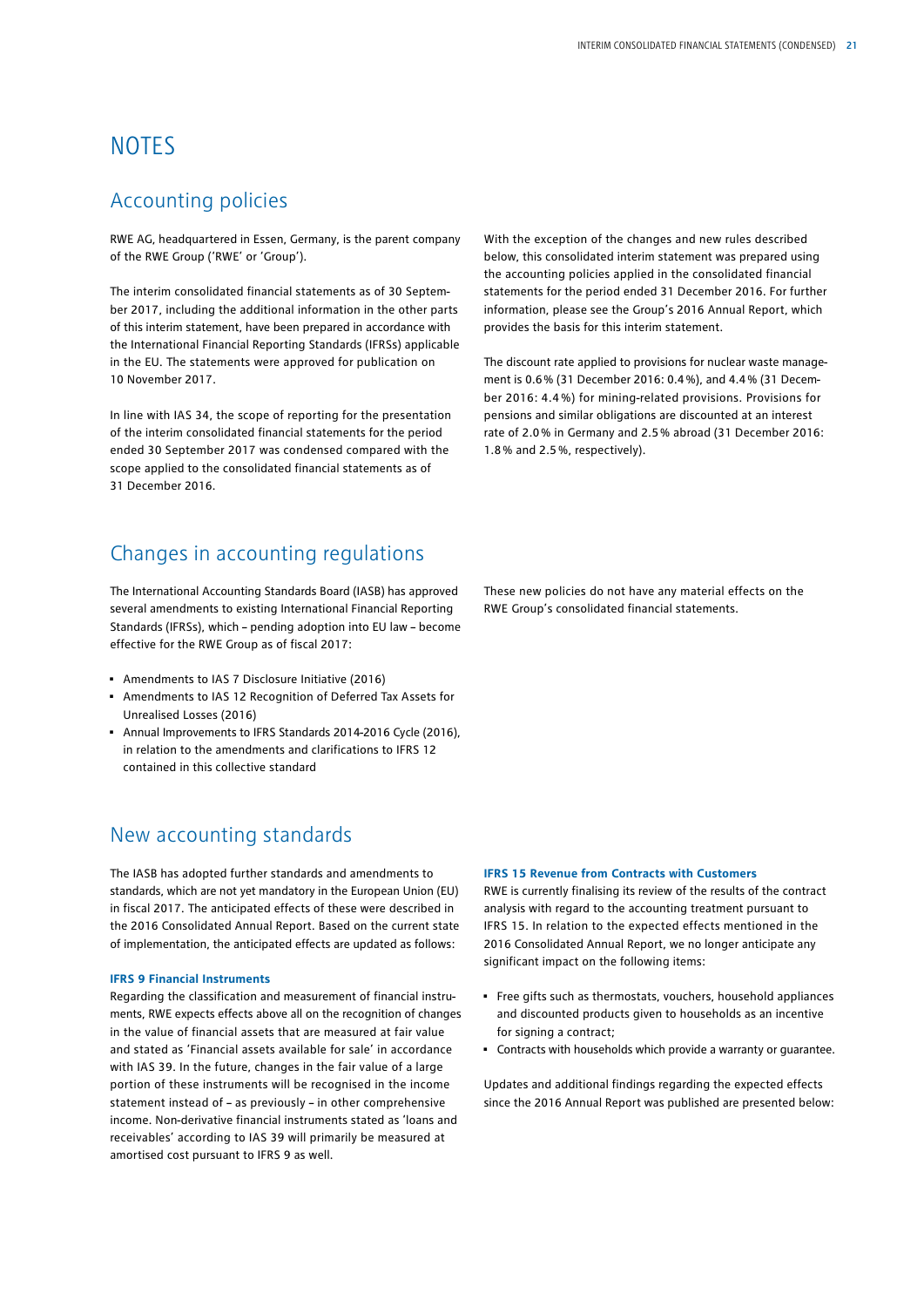# NOTES

## Accounting policies

RWE AG, headquartered in Essen, Germany, is the parent company of the RWE Group ('RWE' or 'Group').

The interim consolidated financial statements as of 30 September 2017, including the additional information in the other parts of this interim statement, have been prepared in accordance with the International Financial Reporting Standards (IFRSs) applicable in the EU. The statements were approved for publication on 10 November 2017.

In line with IAS 34, the scope of reporting for the presentation of the interim consolidated financial statements for the period ended 30 September 2017 was condensed compared with the scope applied to the consolidated financial statements as of 31 December 2016.

With the exception of the changes and new rules described below, this consolidated interim statement was prepared using the accounting policies applied in the consolidated financial statements for the period ended 31 December 2016. For further information, please see the Group's 2016 Annual Report, which provides the basis for this interim statement.

The discount rate applied to provisions for nuclear waste management is 0.6 % (31 December 2016: 0.4 %), and 4.4 % (31 December 2016: 4.4 %) for mining-related provisions. Provisions for pensions and similar obligations are discounted at an interest rate of 2.0 % in Germany and 2.5 % abroad (31 December 2016: 1.8 % and 2.5 %, respectively).

## Changes in accounting regulations

The International Accounting Standards Board (IASB) has approved several amendments to existing International Financial Reporting Standards (IFRSs), which – pending adoption into EU law – become effective for the RWE Group as of fiscal 2017:

- Amendments to IAS 7 Disclosure Initiative (2016)
- Amendments to IAS 12 Recognition of Deferred Tax Assets for Unrealised Losses (2016)
- Annual Improvements to IFRS Standards 2014-2016 Cycle (2016), in relation to the amendments and clarifications to IFRS 12 contained in this collective standard

These new policies do not have any material effects on the RWE Group's consolidated financial statements.

## New accounting standards

The IASB has adopted further standards and amendments to standards, which are not yet mandatory in the European Union (EU) in fiscal 2017. The anticipated effects of these were described in the 2016 Consolidated Annual Report. Based on the current state of implementation, the anticipated effects are updated as follows:

**IFRS 9 Financial Instruments**

Regarding the classification and measurement of financial instruments, RWE expects effects above all on the recognition of changes in the value of financial assets that are measured at fair value and stated as 'Financial assets available for sale' in accordance with IAS 39. In the future, changes in the fair value of a large portion of these instruments will be recognised in the income statement instead of – as previously – in other comprehensive income. Non-derivative financial instruments stated as 'loans and receivables' according to IAS 39 will primarily be measured at amortised cost pursuant to IFRS 9 as well.

**IFRS 15 Revenue from Contracts with Customers**

RWE is currently finalising its review of the results of the contract analysis with regard to the accounting treatment pursuant to IFRS 15. In relation to the expected effects mentioned in the 2016 Consolidated Annual Report, we no longer anticipate any significant impact on the following items:

- Free gifts such as thermostats, vouchers, household appliances and discounted products given to households as an incentive for signing a contract;
- Contracts with households which provide a warranty or guarantee.

Updates and additional findings regarding the expected effects since the 2016 Annual Report was published are presented below: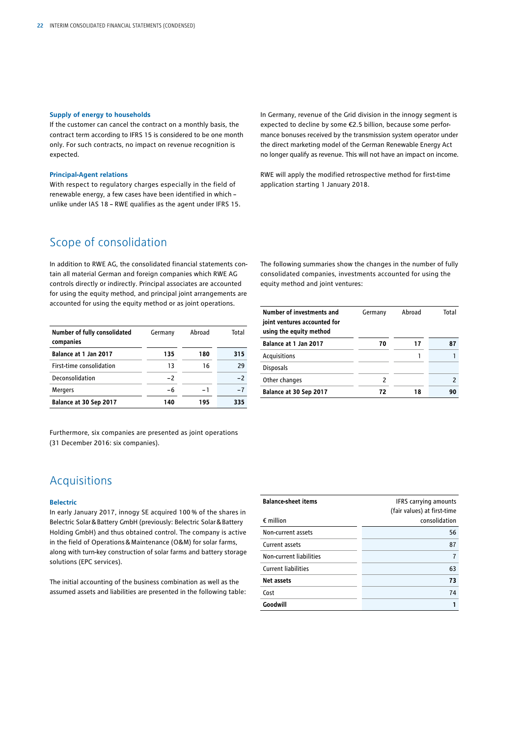**Supply of energy to households**
If the customer can cancel the contract on a monthly basis, the contract term according to IFRS 15 is considered to be one month only. For such contracts, no impact on revenue recognition is expected.

**Principal-Agent relations**
With respect to regulatory charges especially in the field of renewable energy, a few cases have been identified in which – unlike under IAS 18 – RWE qualifies as the agent under IFRS 15.

In Germany, revenue of the Grid division in the innogy segment is expected to decline by some €2.5 billion, because some performance bonuses received by the transmission system operator under the direct marketing model of the German Renewable Energy Act no longer qualify as revenue. This will not have an impact on income.

RWE will apply the modified retrospective method for first-time application starting 1 January 2018.

## Scope of consolidation

In addition to RWE AG, the consolidated financial statements contain all material German and foreign companies which RWE AG controls directly or indirectly. Principal associates are accounted for using the equity method, and principal joint arrangements are accounted for using the equity method or as joint operations.

The following summaries show the changes in the number of fully consolidated companies, investments accounted for using the equity method and joint ventures:

| Number of fully consolidated companies | Germany | Abroad | Total |
|---|---|---|---|
| **Balance at 1 Jan 2017** | **135** | **180** | **315** |
| First-time consolidation | 13 | 16 | 29 |
| Deconsolidation | −2 | | −2 |
| Mergers | −6 | −1 | −7 |
| **Balance at 30 Sep 2017** | **140** | **195** | **335** |

| Number of investments and joint ventures accounted for using the equity method | Germany | Abroad | Total |
|---|---|---|---|
| **Balance at 1 Jan 2017** | **70** | **17** | **87** |
| Acquisitions | | 1 | 1 |
| Disposals | | | |
| Other changes | 2 | | 2 |
| **Balance at 30 Sep 2017** | **72** | **18** | **90** |

Furthermore, six companies are presented as joint operations (31 December 2016: six companies).

## Acquisitions

**Belectric**
In early January 2017, innogy SE acquired 100 % of the shares in Belectric Solar & Battery GmbH (previously: Belectric Solar & Battery Holding GmbH) and thus obtained control. The company is active in the field of Operations & Maintenance (O&M) for solar farms, along with turn-key construction of solar farms and battery storage solutions (EPC services).

The initial accounting of the business combination as well as the assumed assets and liabilities are presented in the following table:

| Balance-sheet items<br>€ million | IFRS carrying amounts (fair values) at first-time consolidation |
|---|---|
| Non-current assets | 56 |
| Current assets | 87 |
| Non-current liabilities | 7 |
| Current liabilities | 63 |
| **Net assets** | **73** |
| Cost | 74 |
| **Goodwill** | **1** |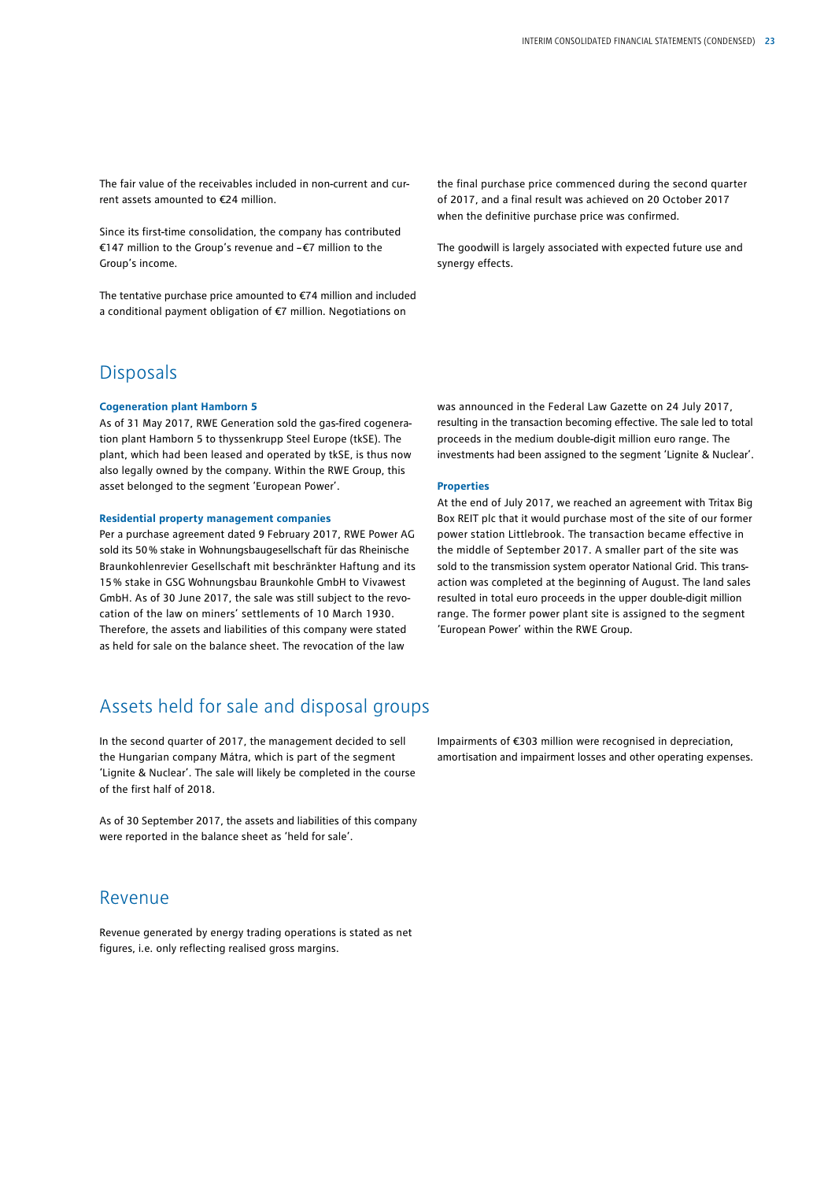The fair value of the receivables included in non-current and current assets amounted to €24 million.

Since its first-time consolidation, the company has contributed €147 million to the Group's revenue and –€7 million to the Group's income.

The tentative purchase price amounted to €74 million and included a conditional payment obligation of €7 million. Negotiations on the final purchase price commenced during the second quarter of 2017, and a final result was achieved on 20 October 2017 when the definitive purchase price was confirmed.

The goodwill is largely associated with expected future use and synergy effects.

## Disposals

**Cogeneration plant Hamborn 5**

As of 31 May 2017, RWE Generation sold the gas-fired cogeneration plant Hamborn 5 to thyssenkrupp Steel Europe (tkSE). The plant, which had been leased and operated by tkSE, is thus now also legally owned by the company. Within the RWE Group, this asset belonged to the segment 'European Power'.

**Residential property management companies**

Per a purchase agreement dated 9 February 2017, RWE Power AG sold its 50% stake in Wohnungsbaugesellschaft für das Rheinische Braunkohlenrevier Gesellschaft mit beschränkter Haftung and its 15% stake in GSG Wohnungsbau Braunkohle GmbH to Vivawest GmbH. As of 30 June 2017, the sale was still subject to the revocation of the law on miners' settlements of 10 March 1930. Therefore, the assets and liabilities of this company were stated as held for sale on the balance sheet. The revocation of the law was announced in the Federal Law Gazette on 24 July 2017, resulting in the transaction becoming effective. The sale led to total proceeds in the medium double-digit million euro range. The investments had been assigned to the segment 'Lignite & Nuclear'.

**Properties**

At the end of July 2017, we reached an agreement with Tritax Big Box REIT plc that it would purchase most of the site of our former power station Littlebrook. The transaction became effective in the middle of September 2017. A smaller part of the site was sold to the transmission system operator National Grid. This transaction was completed at the beginning of August. The land sales resulted in total euro proceeds in the upper double-digit million range. The former power plant site is assigned to the segment 'European Power' within the RWE Group.

## Assets held for sale and disposal groups

In the second quarter of 2017, the management decided to sell the Hungarian company Mátra, which is part of the segment 'Lignite & Nuclear'. The sale will likely be completed in the course of the first half of 2018.

As of 30 September 2017, the assets and liabilities of this company were reported in the balance sheet as 'held for sale'.

Impairments of €303 million were recognised in depreciation, amortisation and impairment losses and other operating expenses.

## Revenue

Revenue generated by energy trading operations is stated as net figures, i.e. only reflecting realised gross margins.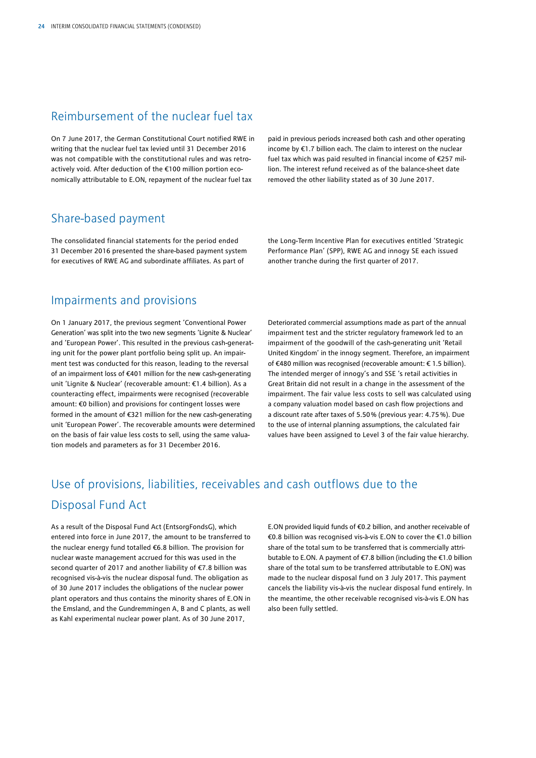## Reimbursement of the nuclear fuel tax

On 7 June 2017, the German Constitutional Court notified RWE in writing that the nuclear fuel tax levied until 31 December 2016 was not compatible with the constitutional rules and was retroactively void. After deduction of the €100 million portion economically attributable to E.ON, repayment of the nuclear fuel tax paid in previous periods increased both cash and other operating income by €1.7 billion each. The claim to interest on the nuclear fuel tax which was paid resulted in financial income of €257 million. The interest refund received as of the balance-sheet date removed the other liability stated as of 30 June 2017.

## Share-based payment

The consolidated financial statements for the period ended 31 December 2016 presented the share-based payment system for executives of RWE AG and subordinate affiliates. As part of the Long-Term Incentive Plan for executives entitled 'Strategic Performance Plan' (SPP), RWE AG and innogy SE each issued another tranche during the first quarter of 2017.

## Impairments and provisions

On 1 January 2017, the previous segment 'Conventional Power Generation' was split into the two new segments 'Lignite & Nuclear' and 'European Power'. This resulted in the previous cash-generating unit for the power plant portfolio being split up. An impairment test was conducted for this reason, leading to the reversal of an impairment loss of €401 million for the new cash-generating unit 'Lignite & Nuclear' (recoverable amount: €1.4 billion). As a counteracting effect, impairments were recognised (recoverable amount: €0 billion) and provisions for contingent losses were formed in the amount of €321 million for the new cash-generating unit 'European Power'. The recoverable amounts were determined on the basis of fair value less costs to sell, using the same valuation models and parameters as for 31 December 2016.

Deteriorated commercial assumptions made as part of the annual impairment test and the stricter regulatory framework led to an impairment of the goodwill of the cash-generating unit 'Retail United Kingdom' in the innogy segment. Therefore, an impairment of €480 million was recognised (recoverable amount: € 1.5 billion). The intended merger of innogy's and SSE 's retail activities in Great Britain did not result in a change in the assessment of the impairment. The fair value less costs to sell was calculated using a company valuation model based on cash flow projections and a discount rate after taxes of 5.50% (previous year: 4.75%). Due to the use of internal planning assumptions, the calculated fair values have been assigned to Level 3 of the fair value hierarchy.

## Use of provisions, liabilities, receivables and cash outflows due to the Disposal Fund Act

As a result of the Disposal Fund Act (EntsorgFondsG), which entered into force in June 2017, the amount to be transferred to the nuclear energy fund totalled €6.8 billion. The provision for nuclear waste management accrued for this was used in the second quarter of 2017 and another liability of €7.8 billion was recognised vis-à-vis the nuclear disposal fund. The obligation as of 30 June 2017 includes the obligations of the nuclear power plant operators and thus contains the minority shares of E.ON in the Emsland, and the Gundremmingen A, B and C plants, as well as Kahl experimental nuclear power plant. As of 30 June 2017, E.ON provided liquid funds of €0.2 billion, and another receivable of €0.8 billion was recognised vis-à-vis E.ON to cover the €1.0 billion share of the total sum to be transferred that is commercially attributable to E.ON. A payment of €7.8 billion (including the €1.0 billion share of the total sum to be transferred attributable to E.ON) was made to the nuclear disposal fund on 3 July 2017. This payment cancels the liability vis-à-vis the nuclear disposal fund entirely. In the meantime, the other receivable recognised vis-à-vis E.ON has also been fully settled.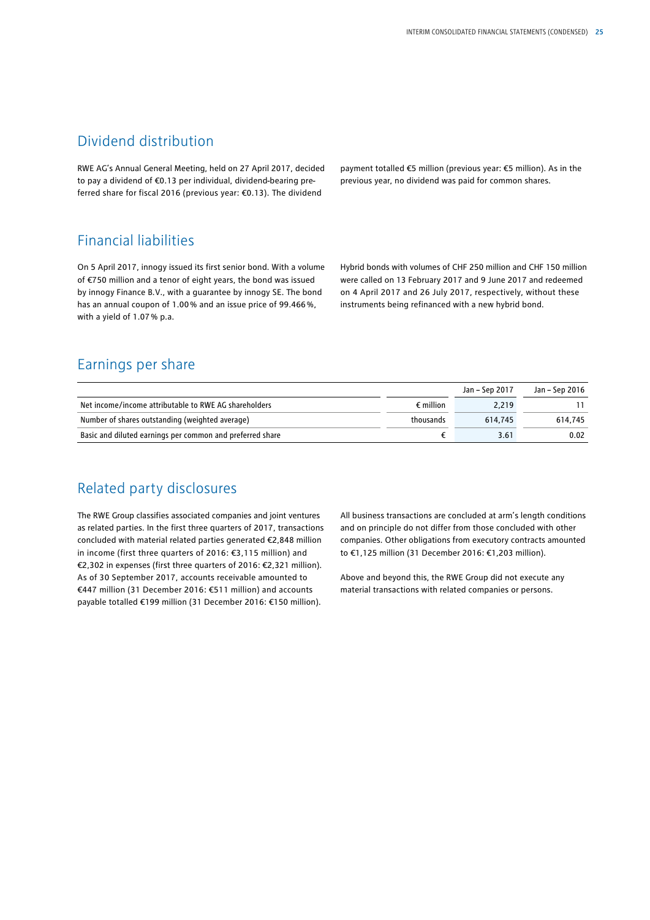## Dividend distribution

RWE AG's Annual General Meeting, held on 27 April 2017, decided to pay a dividend of €0.13 per individual, dividend-bearing preferred share for fiscal 2016 (previous year: €0.13). The dividend payment totalled €5 million (previous year: €5 million). As in the previous year, no dividend was paid for common shares.

## Financial liabilities

On 5 April 2017, innogy issued its first senior bond. With a volume of €750 million and a tenor of eight years, the bond was issued by innogy Finance B.V., with a guarantee by innogy SE. The bond has an annual coupon of 1.00 % and an issue price of 99.466 %, with a yield of 1.07 % p.a.

Hybrid bonds with volumes of CHF 250 million and CHF 150 million were called on 13 February 2017 and 9 June 2017 and redeemed on 4 April 2017 and 26 July 2017, respectively, without these instruments being refinanced with a new hybrid bond.

## Earnings per share

| | | Jan – Sep 2017 | Jan – Sep 2016 |
|---|---|---|---|
| Net income/income attributable to RWE AG shareholders | € million | 2,219 | 11 |
| Number of shares outstanding (weighted average) | thousands | 614,745 | 614,745 |
| Basic and diluted earnings per common and preferred share | € | 3.61 | 0.02 |

## Related party disclosures

The RWE Group classifies associated companies and joint ventures as related parties. In the first three quarters of 2017, transactions concluded with material related parties generated €2,848 million in income (first three quarters of 2016: €3,115 million) and €2,302 in expenses (first three quarters of 2016: €2,321 million). As of 30 September 2017, accounts receivable amounted to €447 million (31 December 2016: €511 million) and accounts payable totalled €199 million (31 December 2016: €150 million).

All business transactions are concluded at arm's length conditions and on principle do not differ from those concluded with other companies. Other obligations from executory contracts amounted to €1,125 million (31 December 2016: €1,203 million).

Above and beyond this, the RWE Group did not execute any material transactions with related companies or persons.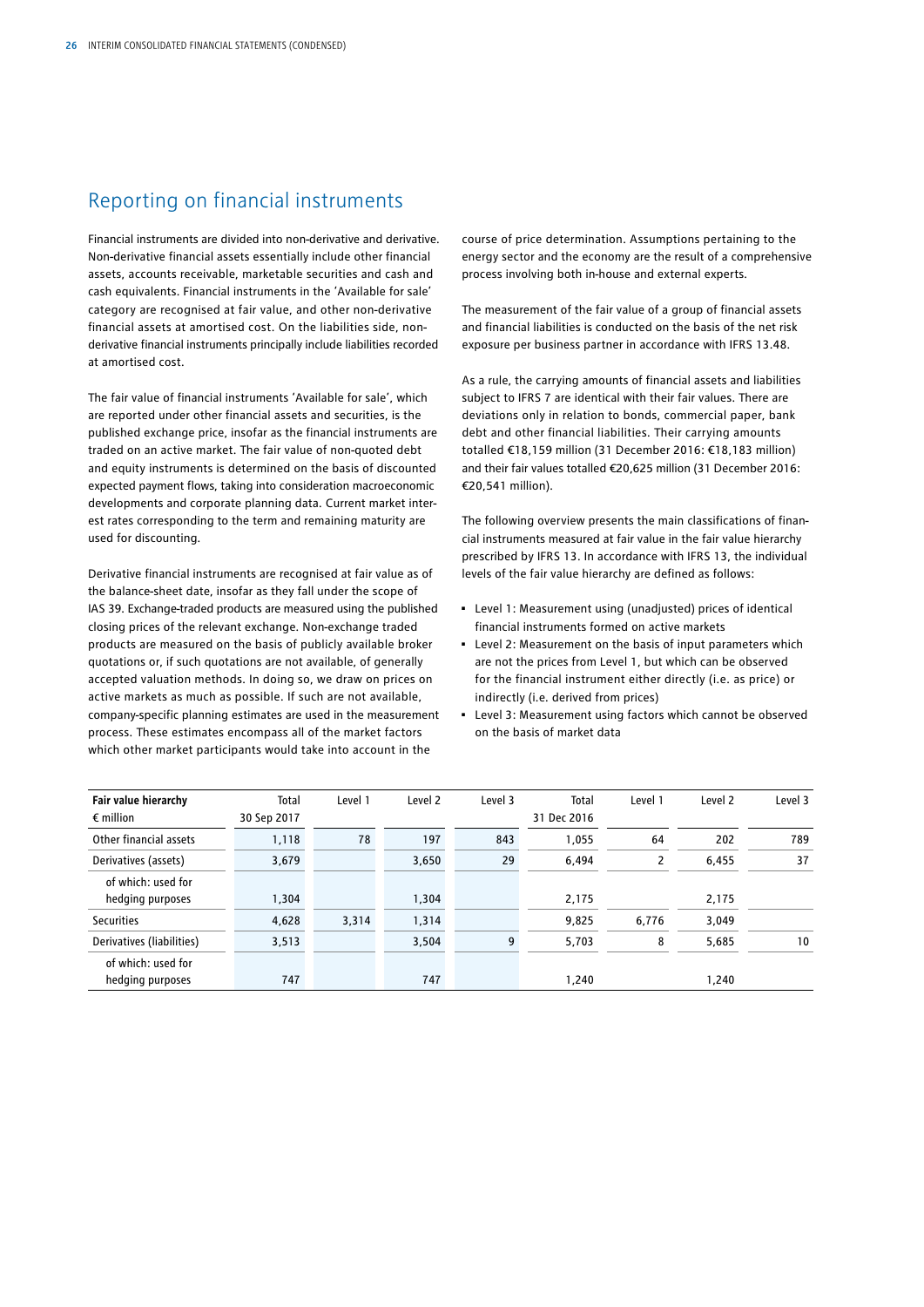## Reporting on financial instruments

Financial instruments are divided into non-derivative and derivative. Non-derivative financial assets essentially include other financial assets, accounts receivable, marketable securities and cash and cash equivalents. Financial instruments in the 'Available for sale' category are recognised at fair value, and other non-derivative financial assets at amortised cost. On the liabilities side, non-derivative financial instruments principally include liabilities recorded at amortised cost.

The fair value of financial instruments 'Available for sale', which are reported under other financial assets and securities, is the published exchange price, insofar as the financial instruments are traded on an active market. The fair value of non-quoted debt and equity instruments is determined on the basis of discounted expected payment flows, taking into consideration macroeconomic developments and corporate planning data. Current market interest rates corresponding to the term and remaining maturity are used for discounting.

Derivative financial instruments are recognised at fair value as of the balance-sheet date, insofar as they fall under the scope of IAS 39. Exchange-traded products are measured using the published closing prices of the relevant exchange. Non-exchange traded products are measured on the basis of publicly available broker quotations or, if such quotations are not available, of generally accepted valuation methods. In doing so, we draw on prices on active markets as much as possible. If such are not available, company-specific planning estimates are used in the measurement process. These estimates encompass all of the market factors which other market participants would take into account in the course of price determination. Assumptions pertaining to the energy sector and the economy are the result of a comprehensive process involving both in-house and external experts.

The measurement of the fair value of a group of financial assets and financial liabilities is conducted on the basis of the net risk exposure per business partner in accordance with IFRS 13.48.

As a rule, the carrying amounts of financial assets and liabilities subject to IFRS 7 are identical with their fair values. There are deviations only in relation to bonds, commercial paper, bank debt and other financial liabilities. Their carrying amounts totalled €18,159 million (31 December 2016: €18,183 million) and their fair values totalled €20,625 million (31 December 2016: €20,541 million).

The following overview presents the main classifications of financial instruments measured at fair value in the fair value hierarchy prescribed by IFRS 13. In accordance with IFRS 13, the individual levels of the fair value hierarchy are defined as follows:

- Level 1: Measurement using (unadjusted) prices of identical financial instruments formed on active markets
- Level 2: Measurement on the basis of input parameters which are not the prices from Level 1, but which can be observed for the financial instrument either directly (i.e. as price) or indirectly (i.e. derived from prices)
- Level 3: Measurement using factors which cannot be observed on the basis of market data

| **Fair value hierarchy**<br>€ million | Total<br>30 Sep 2017 | Level 1 | Level 2 | Level 3 | Total<br>31 Dec 2016 | Level 1 | Level 2 | Level 3 |
|---|---|---|---|---|---|---|---|---|
| Other financial assets | 1,118 | 78 | 197 | 843 | 1,055 | 64 | 202 | 789 |
| Derivatives (assets) | 3,679 | | 3,650 | 29 | 6,494 | 2 | 6,455 | 37 |
| of which: used for hedging purposes | 1,304 | | 1,304 | | 2,175 | | 2,175 | |
| Securities | 4,628 | 3,314 | 1,314 | | 9,825 | 6,776 | 3,049 | |
| Derivatives (liabilities) | 3,513 | | 3,504 | 9 | 5,703 | 8 | 5,685 | 10 |
| of which: used for hedging purposes | 747 | | 747 | | 1,240 | | 1,240 | |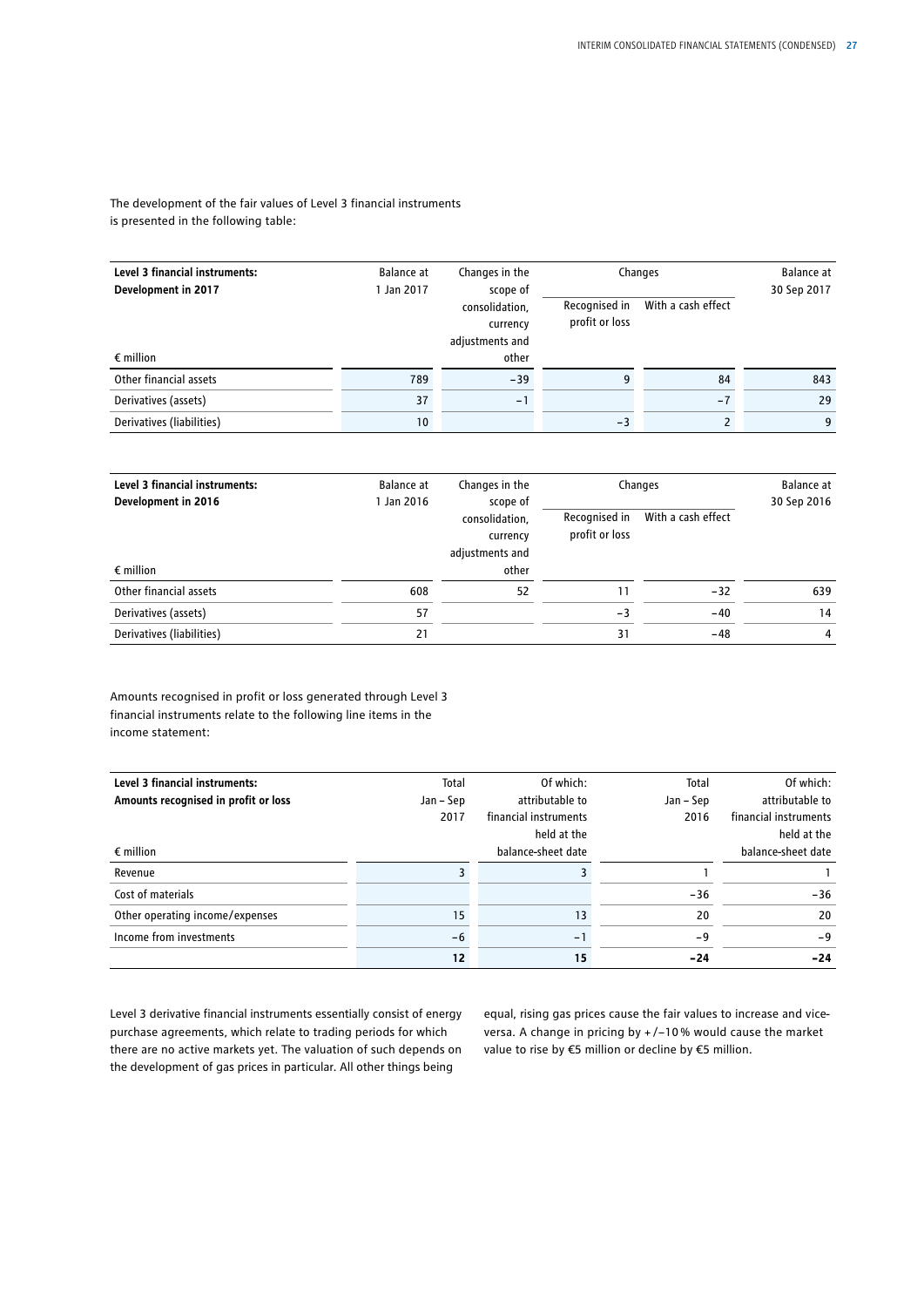The development of the fair values of Level 3 financial instruments is presented in the following table:

| **Level 3 financial instruments: Development in 2017**<br><br>€ million | Balance at 1 Jan 2017 | Changes in the scope of consolidation, currency adjustments and other | Changes | | Balance at 30 Sep 2017 |
|---|---|---|---|---|---|
| | | | Recognised in profit or loss | With a cash effect | |
| Other financial assets | 789 | −39 | 9 | 84 | 843 |
| Derivatives (assets) | 37 | −1 | | −7 | 29 |
| Derivatives (liabilities) | 10 | | −3 | 2 | 9 |

| **Level 3 financial instruments: Development in 2016**<br><br>€ million | Balance at 1 Jan 2016 | Changes in the scope of consolidation, currency adjustments and other | Changes | | Balance at 30 Sep 2016 |
|---|---|---|---|---|---|
| | | | Recognised in profit or loss | With a cash effect | |
| Other financial assets | 608 | 52 | 11 | −32 | 639 |
| Derivatives (assets) | 57 | | −3 | −40 | 14 |
| Derivatives (liabilities) | 21 | | 31 | −48 | 4 |

Amounts recognised in profit or loss generated through Level 3 financial instruments relate to the following line items in the income statement:

| **Level 3 financial instruments: Amounts recognised in profit or loss**<br><br>€ million | Total Jan – Sep 2017 | Of which: attributable to financial instruments held at the balance-sheet date | Total Jan – Sep 2016 | Of which: attributable to financial instruments held at the balance-sheet date |
|---|---|---|---|---|
| Revenue | 3 | 3 | 1 | 1 |
| Cost of materials | | | −36 | −36 |
| Other operating income/expenses | 15 | 13 | 20 | 20 |
| Income from investments | −6 | −1 | −9 | −9 |
| | **12** | **15** | **−24** | **−24** |

Level 3 derivative financial instruments essentially consist of energy purchase agreements, which relate to trading periods for which there are no active markets yet. The valuation of such depends on the development of gas prices in particular. All other things being equal, rising gas prices cause the fair values to increase and vice-versa. A change in pricing by +/−10 % would cause the market value to rise by €5 million or decline by €5 million.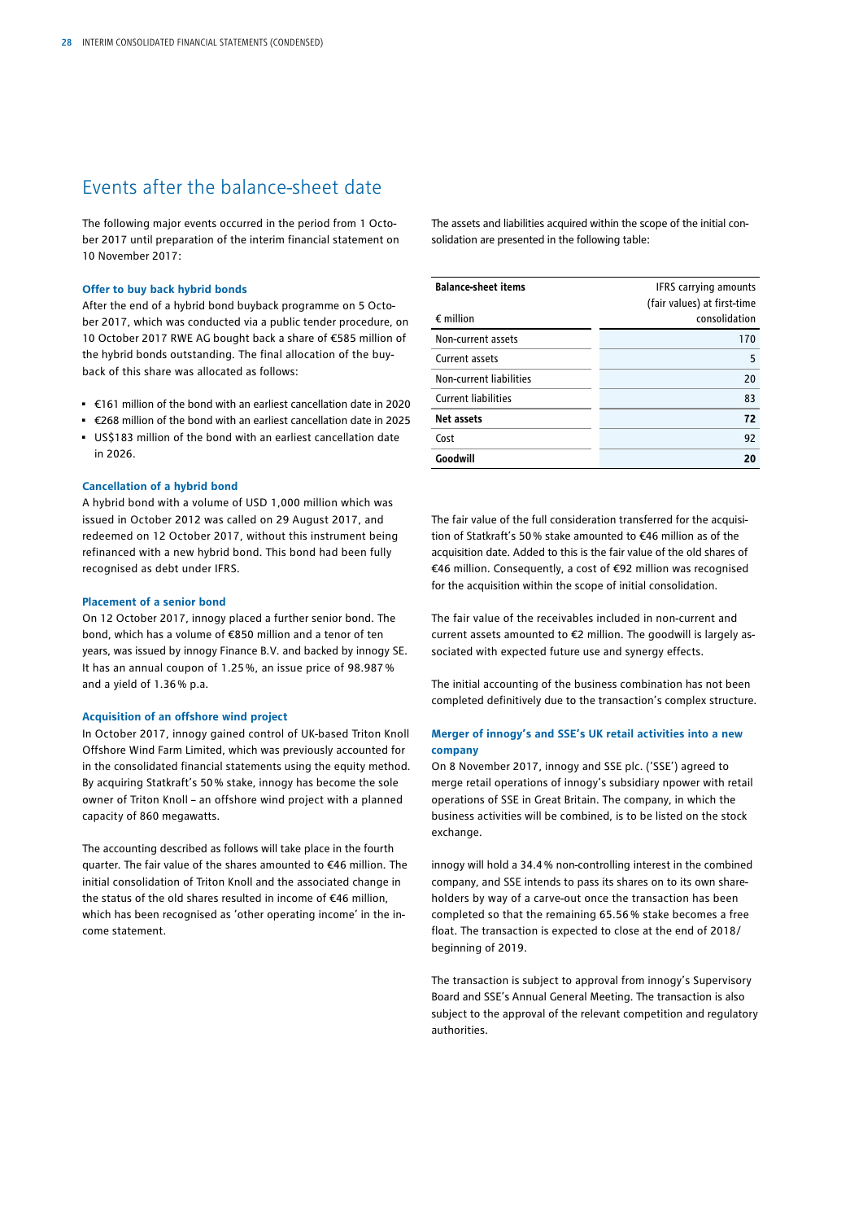# Events after the balance-sheet date

The following major events occurred in the period from 1 October 2017 until preparation of the interim financial statement on 10 November 2017:

### Offer to buy back hybrid bonds

After the end of a hybrid bond buyback programme on 5 October 2017, which was conducted via a public tender procedure, on 10 October 2017 RWE AG bought back a share of €585 million of the hybrid bonds outstanding. The final allocation of the buyback of this share was allocated as follows:

- €161 million of the bond with an earliest cancellation date in 2020
- €268 million of the bond with an earliest cancellation date in 2025
- US$183 million of the bond with an earliest cancellation date in 2026.

### Cancellation of a hybrid bond

A hybrid bond with a volume of USD 1,000 million which was issued in October 2012 was called on 29 August 2017, and redeemed on 12 October 2017, without this instrument being refinanced with a new hybrid bond. This bond had been fully recognised as debt under IFRS.

### Placement of a senior bond

On 12 October 2017, innogy placed a further senior bond. The bond, which has a volume of €850 million and a tenor of ten years, was issued by innogy Finance B.V. and backed by innogy SE. It has an annual coupon of 1.25 %, an issue price of 98.987 % and a yield of 1.36 % p.a.

### Acquisition of an offshore wind project

In October 2017, innogy gained control of UK-based Triton Knoll Offshore Wind Farm Limited, which was previously accounted for in the consolidated financial statements using the equity method. By acquiring Statkraft's 50 % stake, innogy has become the sole owner of Triton Knoll – an offshore wind project with a planned capacity of 860 megawatts.

The accounting described as follows will take place in the fourth quarter. The fair value of the shares amounted to €46 million. The initial consolidation of Triton Knoll and the associated change in the status of the old shares resulted in income of €46 million, which has been recognised as 'other operating income' in the income statement.

The assets and liabilities acquired within the scope of the initial consolidation are presented in the following table:

| Balance-sheet items<br>€ million | IFRS carrying amounts (fair values) at first-time consolidation |
|---|---|
| Non-current assets | 170 |
| Current assets | 5 |
| Non-current liabilities | 20 |
| Current liabilities | 83 |
| **Net assets** | **72** |
| Cost | 92 |
| **Goodwill** | **20** |

The fair value of the full consideration transferred for the acquisition of Statkraft's 50 % stake amounted to €46 million as of the acquisition date. Added to this is the fair value of the old shares of €46 million. Consequently, a cost of €92 million was recognised for the acquisition within the scope of initial consolidation.

The fair value of the receivables included in non-current and current assets amounted to €2 million. The goodwill is largely associated with expected future use and synergy effects.

The initial accounting of the business combination has not been completed definitively due to the transaction's complex structure.

### Merger of innogy's and SSE's UK retail activities into a new company

On 8 November 2017, innogy and SSE plc. ('SSE') agreed to merge retail operations of innogy's subsidiary npower with retail operations of SSE in Great Britain. The company, in which the business activities will be combined, is to be listed on the stock exchange.

innogy will hold a 34.4 % non-controlling interest in the combined company, and SSE intends to pass its shares on to its own shareholders by way of a carve-out once the transaction has been completed so that the remaining 65.56 % stake becomes a free float. The transaction is expected to close at the end of 2018/beginning of 2019.

The transaction is subject to approval from innogy's Supervisory Board and SSE's Annual General Meeting. The transaction is also subject to the approval of the relevant competition and regulatory authorities.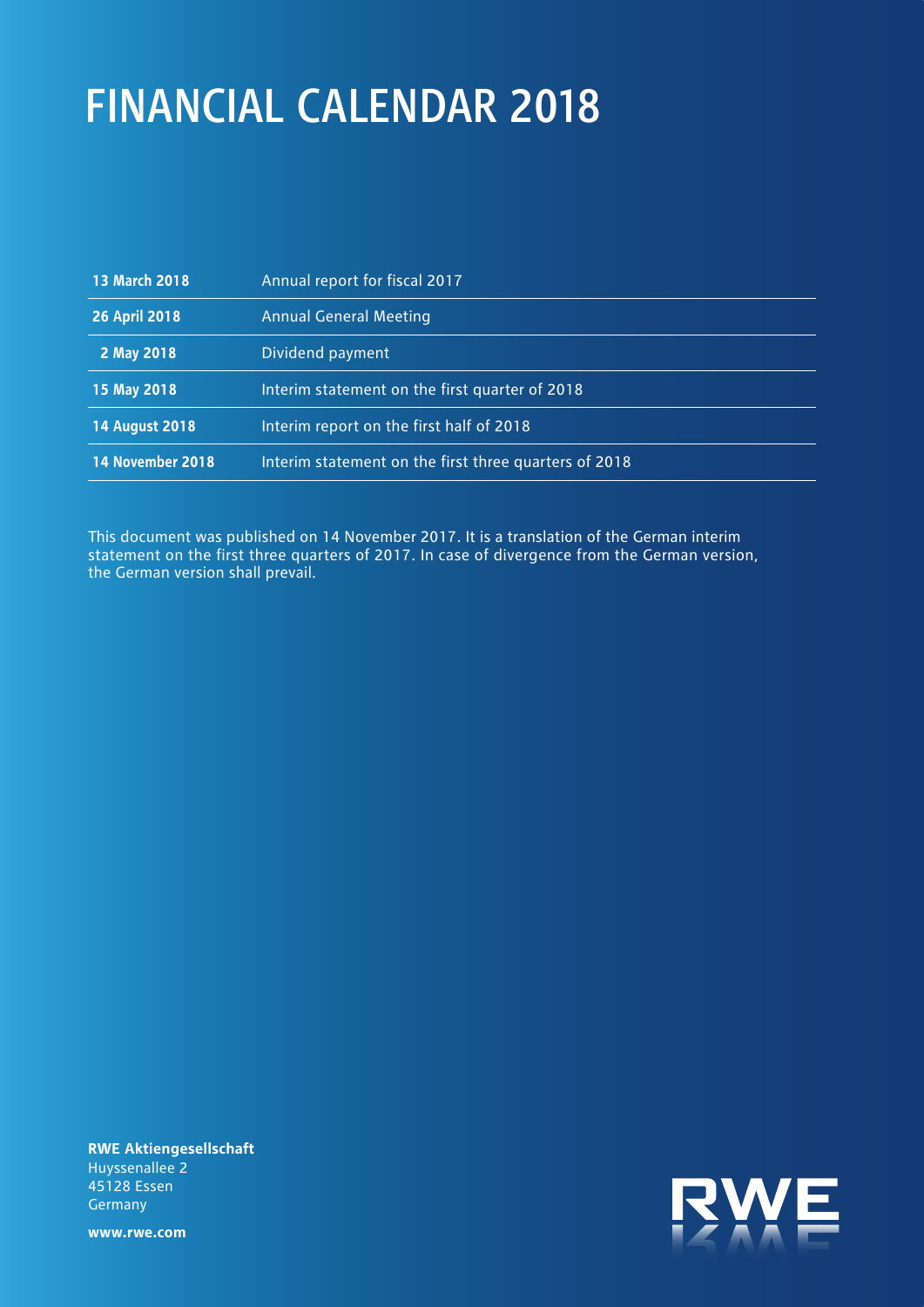# FINANCIAL CALENDAR 2018

| | |
|---|---|
| **13 March 2018** | Annual report for fiscal 2017 |
| **26 April 2018** | Annual General Meeting |
| **2 May 2018** | Dividend payment |
| **15 May 2018** | Interim statement on the first quarter of 2018 |
| **14 August 2018** | Interim report on the first half of 2018 |
| **14 November 2018** | Interim statement on the first three quarters of 2018 |

This document was published on 14 November 2017. It is a translation of the German interim statement on the first three quarters of 2017. In case of divergence from the German version, the German version shall prevail.

**RWE Aktiengesellschaft**
Huyssenallee 2
45128 Essen
Germany

**www.rwe.com**